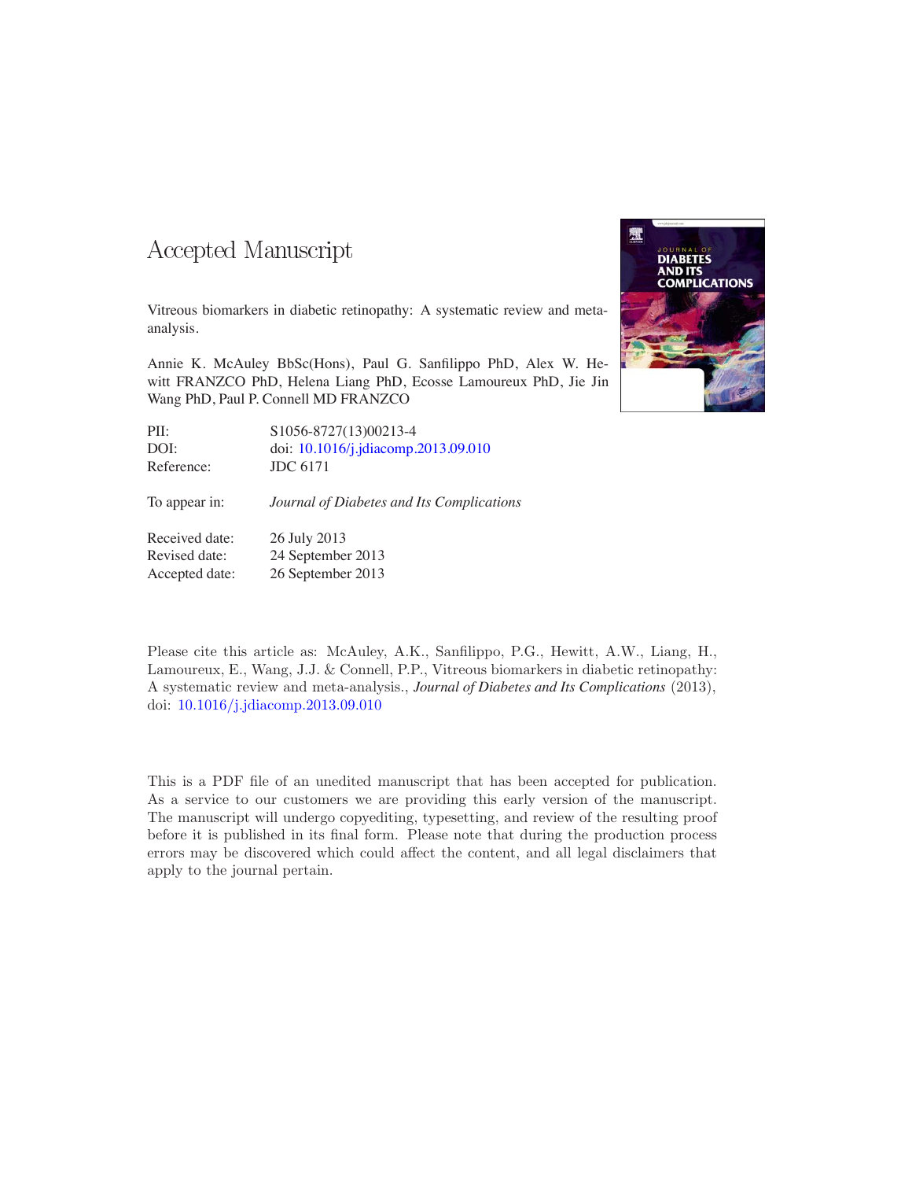# Accepted Manuscript

Vitreous biomarkers in diabetic retinopathy: A systematic review and meta-analysis.

Annie K. McAuley BbSc(Hons), Paul G. Sanfilippo PhD, Alex W. Hewitt FRANZCO PhD, Helena Liang PhD, Ecosse Lamoureux PhD, Jie Jin Wang PhD, Paul P. Connell MD FRANZCO

| | |
|---|---|
| PII: | S1056-8727(13)00213-4 |
| DOI: | doi: 10.1016/j.jdiacomp.2013.09.010 |
| Reference: | JDC 6171 |
| To appear in: | *Journal of Diabetes and Its Complications* |
| Received date: | 26 July 2013 |
| Revised date: | 24 September 2013 |
| Accepted date: | 26 September 2013 |

Please cite this article as: McAuley, A.K., Sanfilippo, P.G., Hewitt, A.W., Liang, H., Lamoureux, E., Wang, J.J. & Connell, P.P., Vitreous biomarkers in diabetic retinopathy: A systematic review and meta-analysis., *Journal of Diabetes and Its Complications* (2013), doi: 10.1016/j.jdiacomp.2013.09.010

This is a PDF file of an unedited manuscript that has been accepted for publication. As a service to our customers we are providing this early version of the manuscript. The manuscript will undergo copyediting, typesetting, and review of the resulting proof before it is published in its final form. Please note that during the production process errors may be discovered which could affect the content, and all legal disclaimers that apply to the journal pertain.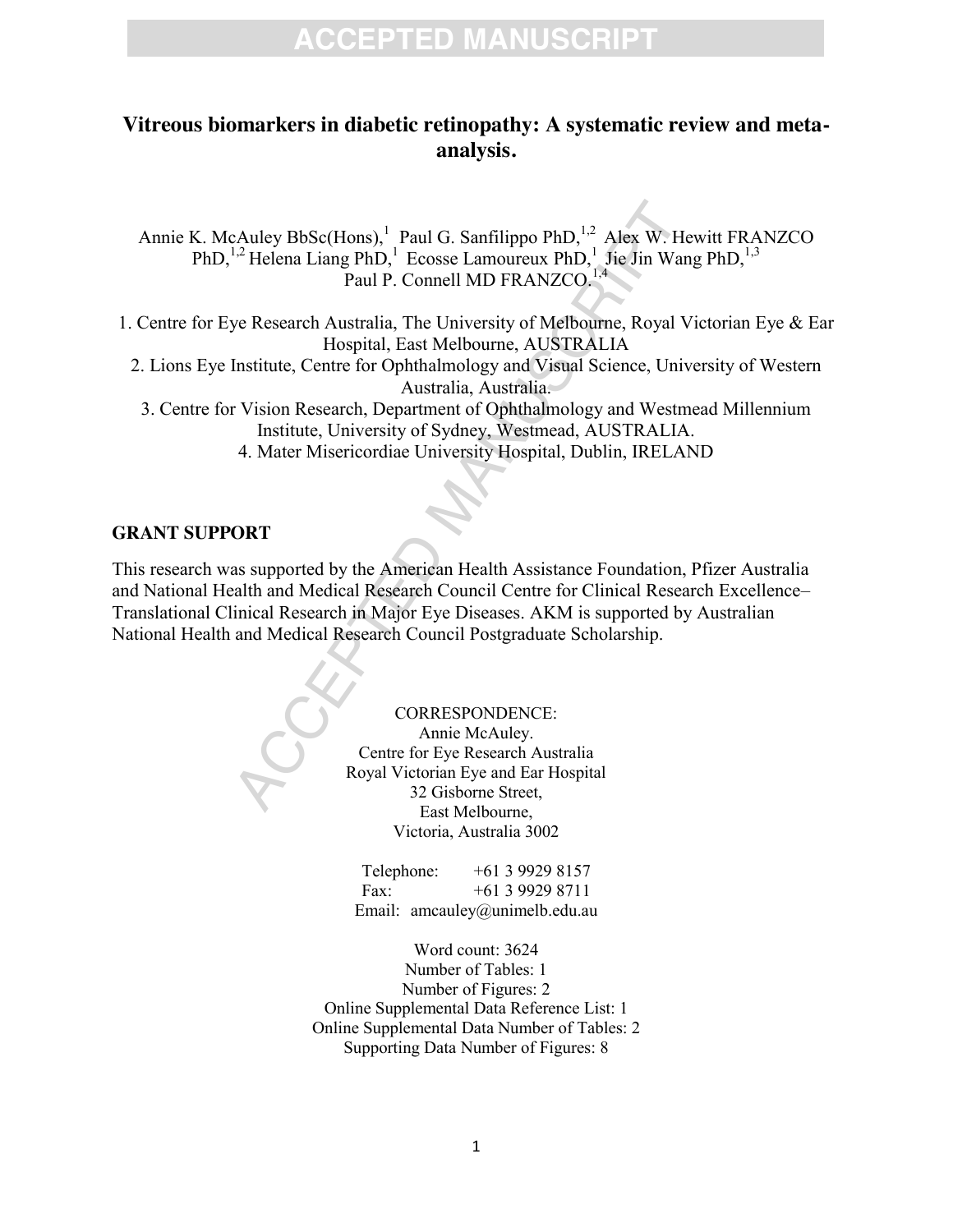# Vitreous biomarkers in diabetic retinopathy: A systematic review and meta-analysis.

Annie K. McAuley BbSc(Hons),[1] Paul G. Sanfilippo PhD,[1,2] Alex W. Hewitt FRANZCO PhD,[1,2] Helena Liang PhD,[1] Ecosse Lamoureux PhD,[1] Jie Jin Wang PhD,[1,3] Paul P. Connell MD FRANZCO.[1,4]

1. Centre for Eye Research Australia, The University of Melbourne, Royal Victorian Eye & Ear Hospital, East Melbourne, AUSTRALIA
2. Lions Eye Institute, Centre for Ophthalmology and Visual Science, University of Western Australia, Australia.
3. Centre for Vision Research, Department of Ophthalmology and Westmead Millennium Institute, University of Sydney, Westmead, AUSTRALIA.
4. Mater Misericordiae University Hospital, Dublin, IRELAND

## GRANT SUPPORT

This research was supported by the American Health Assistance Foundation, Pfizer Australia and National Health and Medical Research Council Centre for Clinical Research Excellence–Translational Clinical Research in Major Eye Diseases. AKM is supported by Australian National Health and Medical Research Council Postgraduate Scholarship.

CORRESPONDENCE:
Annie McAuley.
Centre for Eye Research Australia
Royal Victorian Eye and Ear Hospital
32 Gisborne Street,
East Melbourne,
Victoria, Australia 3002

Telephone: +61 3 9929 8157
Fax: +61 3 9929 8711
Email: amcauley@unimelb.edu.au

Word count: 3624
Number of Tables: 1
Number of Figures: 2
Online Supplemental Data Reference List: 1
Online Supplemental Data Number of Tables: 2
Supporting Data Number of Figures: 8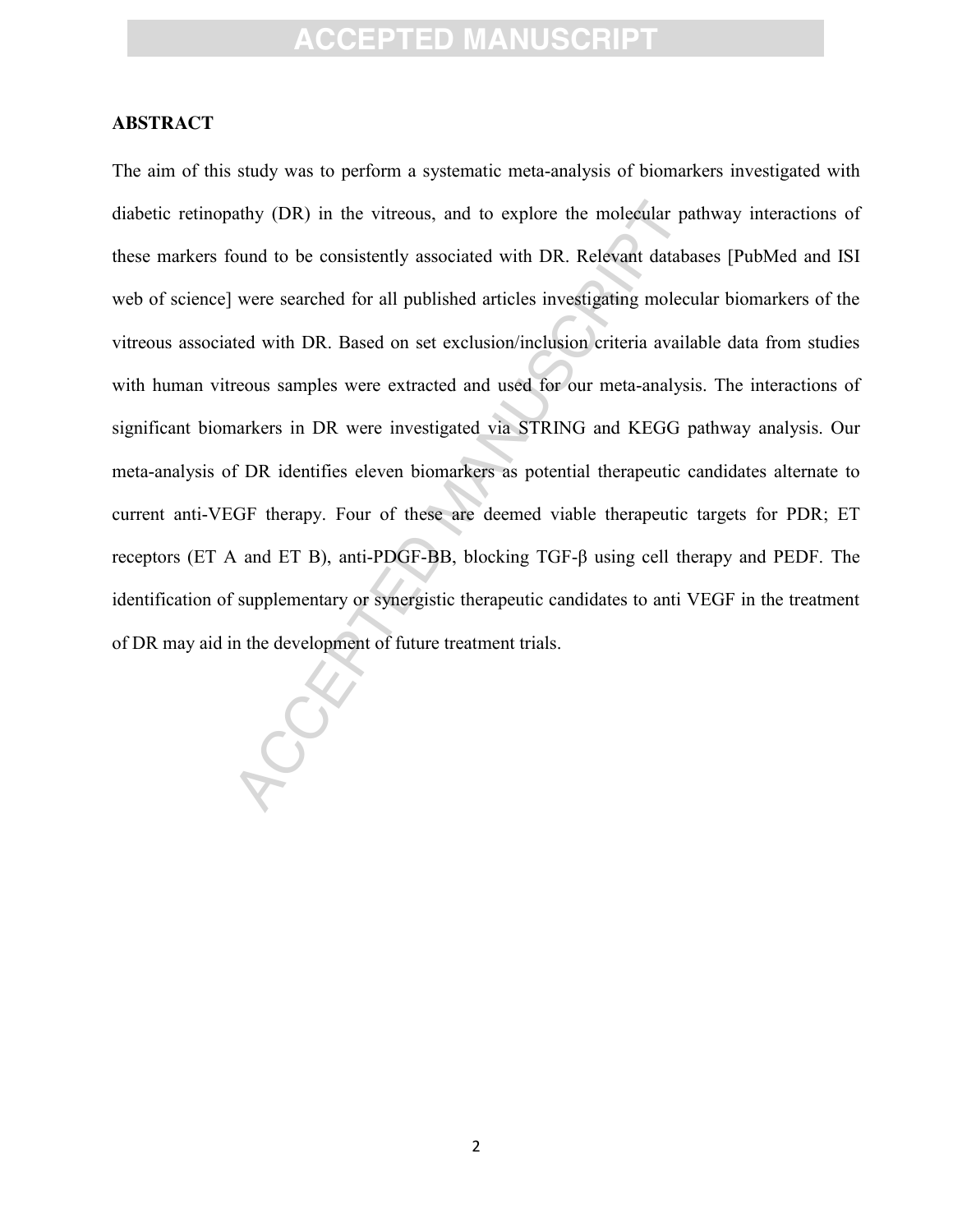## ABSTRACT

The aim of this study was to perform a systematic meta-analysis of biomarkers investigated with diabetic retinopathy (DR) in the vitreous, and to explore the molecular pathway interactions of these markers found to be consistently associated with DR. Relevant databases [PubMed and ISI web of science] were searched for all published articles investigating molecular biomarkers of the vitreous associated with DR. Based on set exclusion/inclusion criteria available data from studies with human vitreous samples were extracted and used for our meta-analysis. The interactions of significant biomarkers in DR were investigated via STRING and KEGG pathway analysis. Our meta-analysis of DR identifies eleven biomarkers as potential therapeutic candidates alternate to current anti-VEGF therapy. Four of these are deemed viable therapeutic targets for PDR; ET receptors (ET A and ET B), anti-PDGF-BB, blocking TGF-β using cell therapy and PEDF. The identification of supplementary or synergistic therapeutic candidates to anti VEGF in the treatment of DR may aid in the development of future treatment trials.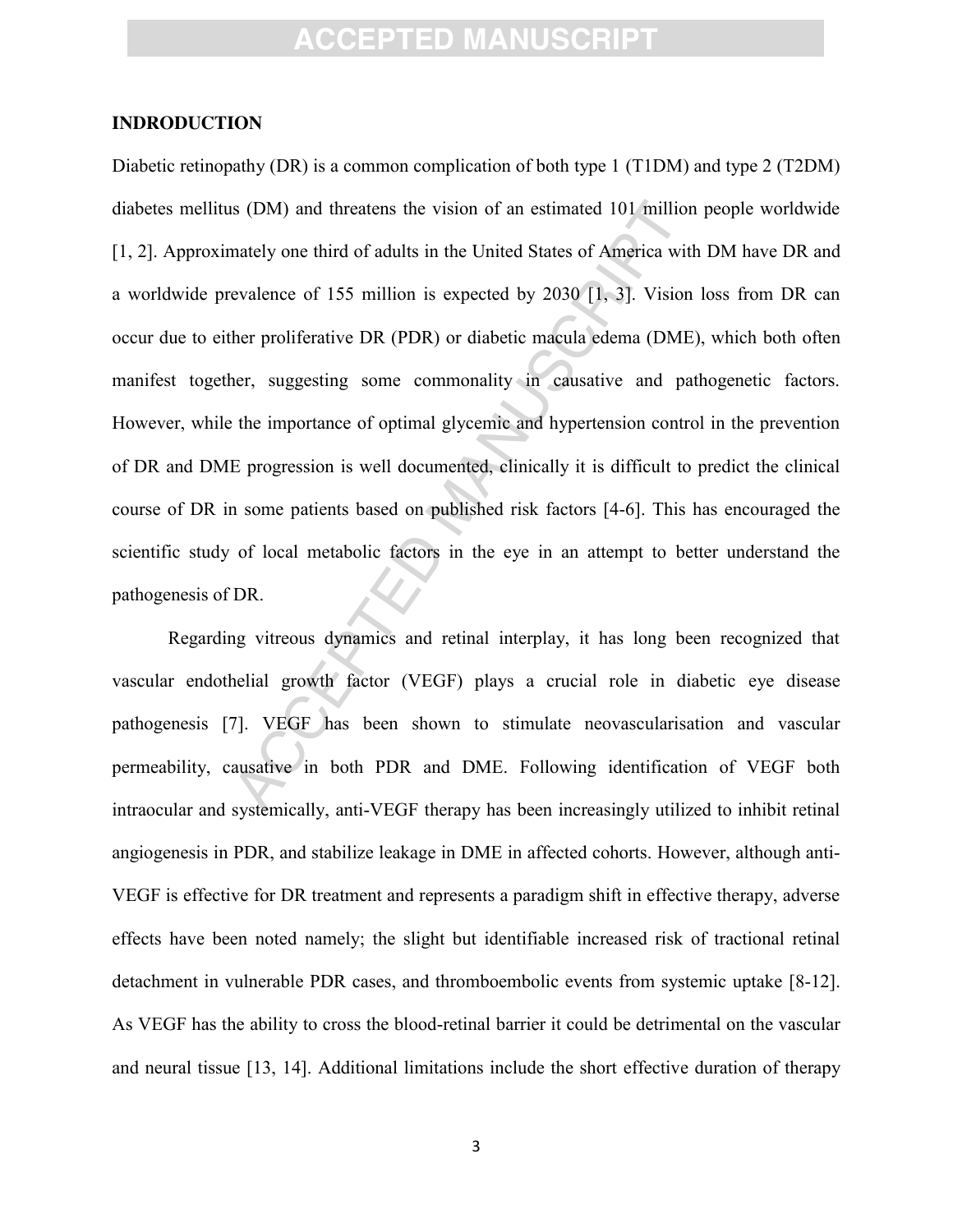## INDRODUCTION

Diabetic retinopathy (DR) is a common complication of both type 1 (T1DM) and type 2 (T2DM) diabetes mellitus (DM) and threatens the vision of an estimated 101 million people worldwide [1, 2]. Approximately one third of adults in the United States of America with DM have DR and a worldwide prevalence of 155 million is expected by 2030 [1, 3]. Vision loss from DR can occur due to either proliferative DR (PDR) or diabetic macula edema (DME), which both often manifest together, suggesting some commonality in causative and pathogenetic factors. However, while the importance of optimal glycemic and hypertension control in the prevention of DR and DME progression is well documented, clinically it is difficult to predict the clinical course of DR in some patients based on published risk factors [4-6]. This has encouraged the scientific study of local metabolic factors in the eye in an attempt to better understand the pathogenesis of DR.

Regarding vitreous dynamics and retinal interplay, it has long been recognized that vascular endothelial growth factor (VEGF) plays a crucial role in diabetic eye disease pathogenesis [7]. VEGF has been shown to stimulate neovascularisation and vascular permeability, causative in both PDR and DME. Following identification of VEGF both intraocular and systemically, anti-VEGF therapy has been increasingly utilized to inhibit retinal angiogenesis in PDR, and stabilize leakage in DME in affected cohorts. However, although anti-VEGF is effective for DR treatment and represents a paradigm shift in effective therapy, adverse effects have been noted namely; the slight but identifiable increased risk of tractional retinal detachment in vulnerable PDR cases, and thromboembolic events from systemic uptake [8-12]. As VEGF has the ability to cross the blood-retinal barrier it could be detrimental on the vascular and neural tissue [13, 14]. Additional limitations include the short effective duration of therapy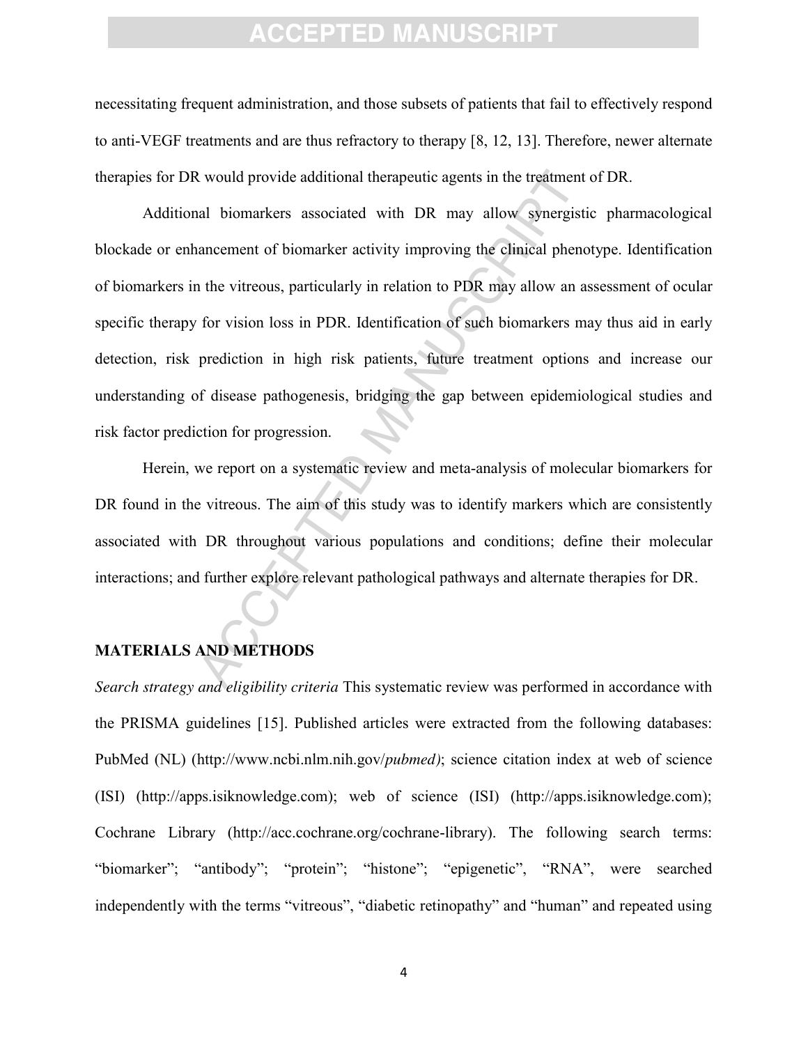necessitating frequent administration, and those subsets of patients that fail to effectively respond to anti-VEGF treatments and are thus refractory to therapy [8, 12, 13]. Therefore, newer alternate therapies for DR would provide additional therapeutic agents in the treatment of DR.

Additional biomarkers associated with DR may allow synergistic pharmacological blockade or enhancement of biomarker activity improving the clinical phenotype. Identification of biomarkers in the vitreous, particularly in relation to PDR may allow an assessment of ocular specific therapy for vision loss in PDR. Identification of such biomarkers may thus aid in early detection, risk prediction in high risk patients, future treatment options and increase our understanding of disease pathogenesis, bridging the gap between epidemiological studies and risk factor prediction for progression.

Herein, we report on a systematic review and meta-analysis of molecular biomarkers for DR found in the vitreous. The aim of this study was to identify markers which are consistently associated with DR throughout various populations and conditions; define their molecular interactions; and further explore relevant pathological pathways and alternate therapies for DR.

## MATERIALS AND METHODS

*Search strategy and eligibility criteria* This systematic review was performed in accordance with the PRISMA guidelines [15]. Published articles were extracted from the following databases: PubMed (NL) (http://www.ncbi.nlm.nih.gov/*pubmed)*; science citation index at web of science (ISI) (http://apps.isiknowledge.com); web of science (ISI) (http://apps.isiknowledge.com); Cochrane Library (http://acc.cochrane.org/cochrane-library). The following search terms: "biomarker"; "antibody"; "protein"; "histone"; "epigenetic", "RNA", were searched independently with the terms "vitreous", "diabetic retinopathy" and "human" and repeated using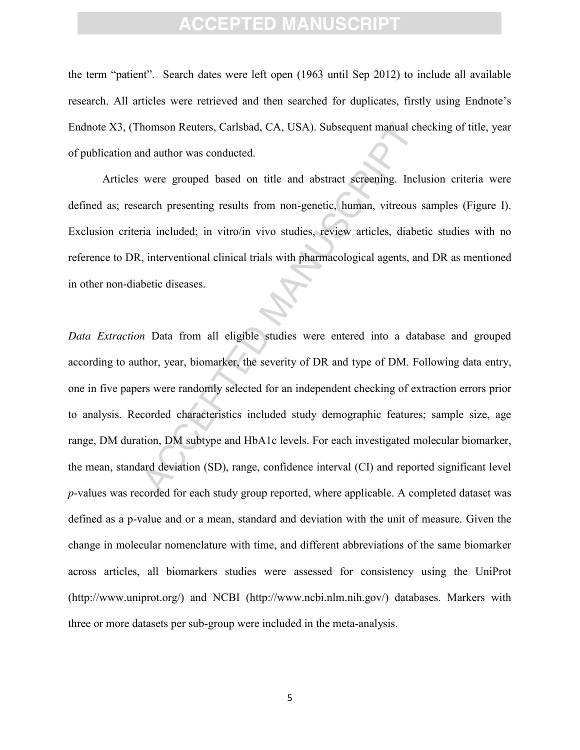the term "patient". Search dates were left open (1963 until Sep 2012) to include all available research. All articles were retrieved and then searched for duplicates, firstly using Endnote's Endnote X3, (Thomson Reuters, Carlsbad, CA, USA). Subsequent manual checking of title, year of publication and author was conducted.

Articles were grouped based on title and abstract screening. Inclusion criteria were defined as; research presenting results from non-genetic, human, vitreous samples (Figure I). Exclusion criteria included; in vitro/in vivo studies, review articles, diabetic studies with no reference to DR, interventional clinical trials with pharmacological agents, and DR as mentioned in other non-diabetic diseases.

*Data Extraction* Data from all eligible studies were entered into a database and grouped according to author, year, biomarker, the severity of DR and type of DM. Following data entry, one in five papers were randomly selected for an independent checking of extraction errors prior to analysis. Recorded characteristics included study demographic features; sample size, age range, DM duration, DM subtype and HbA1c levels. For each investigated molecular biomarker, the mean, standard deviation (SD), range, confidence interval (CI) and reported significant level *p*-values was recorded for each study group reported, where applicable. A completed dataset was defined as a p-value and or a mean, standard and deviation with the unit of measure. Given the change in molecular nomenclature with time, and different abbreviations of the same biomarker across articles, all biomarkers studies were assessed for consistency using the UniProt (http://www.uniprot.org/) and NCBI (http://www.ncbi.nlm.nih.gov/) databases. Markers with three or more datasets per sub-group were included in the meta-analysis.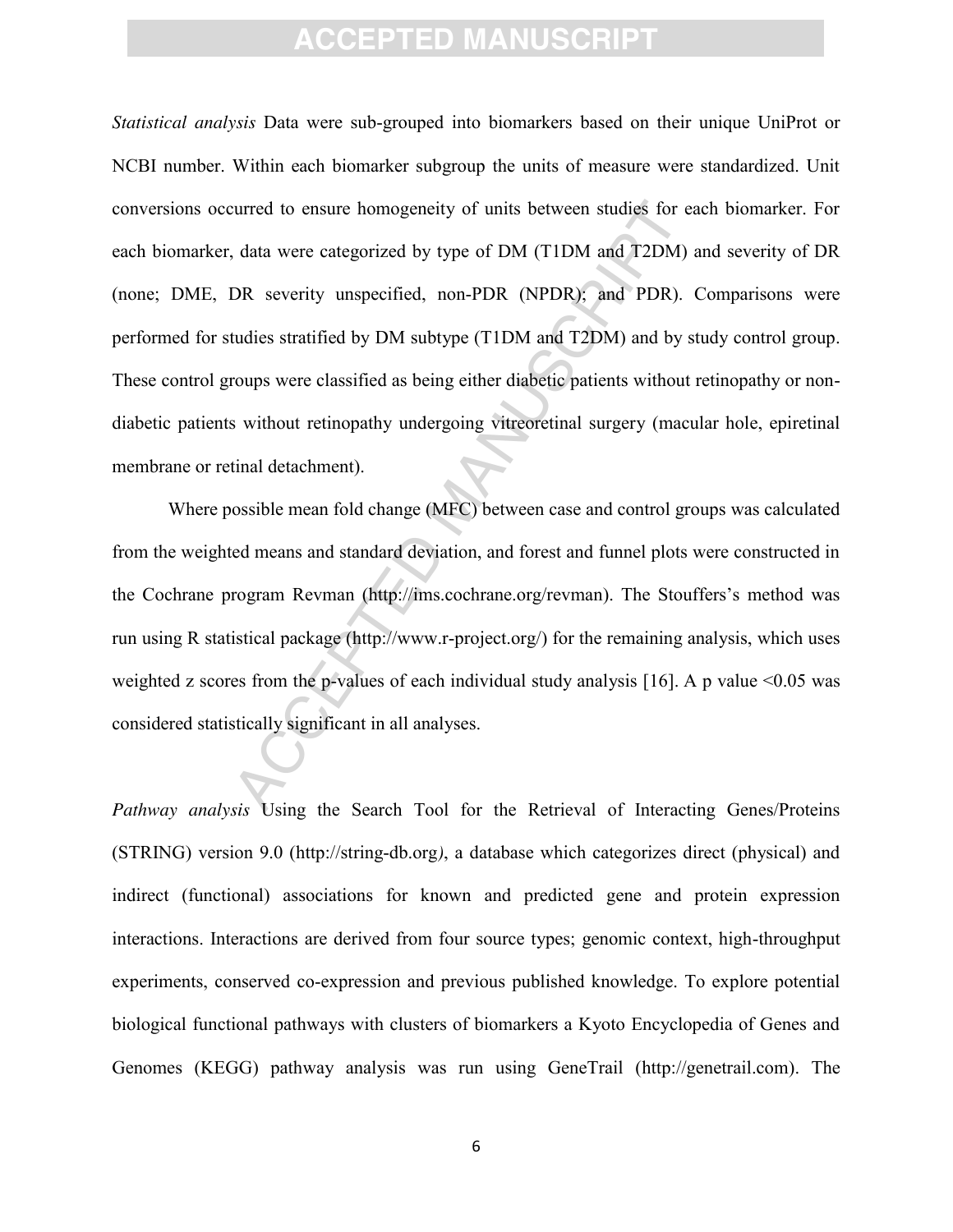*Statistical analysis* Data were sub-grouped into biomarkers based on their unique UniProt or NCBI number. Within each biomarker subgroup the units of measure were standardized. Unit conversions occurred to ensure homogeneity of units between studies for each biomarker. For each biomarker, data were categorized by type of DM (T1DM and T2DM) and severity of DR (none; DME, DR severity unspecified, non-PDR (NPDR); and PDR). Comparisons were performed for studies stratified by DM subtype (T1DM and T2DM) and by study control group. These control groups were classified as being either diabetic patients without retinopathy or non-diabetic patients without retinopathy undergoing vitreoretinal surgery (macular hole, epiretinal membrane or retinal detachment).

Where possible mean fold change (MFC) between case and control groups was calculated from the weighted means and standard deviation, and forest and funnel plots were constructed in the Cochrane program Revman (http://ims.cochrane.org/revman). The Stouffers's method was run using R statistical package (http://www.r-project.org/) for the remaining analysis, which uses weighted z scores from the p-values of each individual study analysis [16]. A p value $<0.05$ was considered statistically significant in all analyses.

*Pathway analysis* Using the Search Tool for the Retrieval of Interacting Genes/Proteins (STRING) version 9.0 (http://string-db.org*)*, a database which categorizes direct (physical) and indirect (functional) associations for known and predicted gene and protein expression interactions. Interactions are derived from four source types; genomic context, high-throughput experiments, conserved co-expression and previous published knowledge. To explore potential biological functional pathways with clusters of biomarkers a Kyoto Encyclopedia of Genes and Genomes (KEGG) pathway analysis was run using GeneTrail (http://genetrail.com). The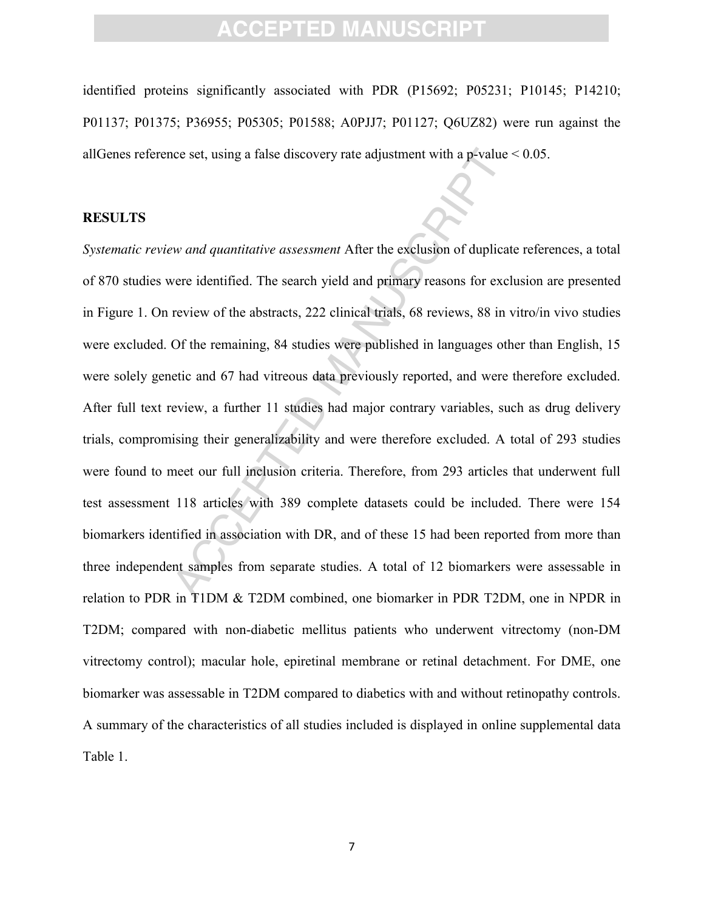identified proteins significantly associated with PDR (P15692; P05231; P10145; P14210; P01137; P01375; P36955; P05305; P01588; A0PJJ7; P01127; Q6UZ82) were run against the allGenes reference set, using a false discovery rate adjustment with a p-value < 0.05.

## RESULTS

*Systematic review and quantitative assessment* After the exclusion of duplicate references, a total of 870 studies were identified. The search yield and primary reasons for exclusion are presented in Figure 1. On review of the abstracts, 222 clinical trials, 68 reviews, 88 in vitro/in vivo studies were excluded. Of the remaining, 84 studies were published in languages other than English, 15 were solely genetic and 67 had vitreous data previously reported, and were therefore excluded. After full text review, a further 11 studies had major contrary variables, such as drug delivery trials, compromising their generalizability and were therefore excluded. A total of 293 studies were found to meet our full inclusion criteria. Therefore, from 293 articles that underwent full test assessment 118 articles with 389 complete datasets could be included. There were 154 biomarkers identified in association with DR, and of these 15 had been reported from more than three independent samples from separate studies. A total of 12 biomarkers were assessable in relation to PDR in T1DM & T2DM combined, one biomarker in PDR T2DM, one in NPDR in T2DM; compared with non-diabetic mellitus patients who underwent vitrectomy (non-DM vitrectomy control); macular hole, epiretinal membrane or retinal detachment. For DME, one biomarker was assessable in T2DM compared to diabetics with and without retinopathy controls. A summary of the characteristics of all studies included is displayed in online supplemental data Table 1.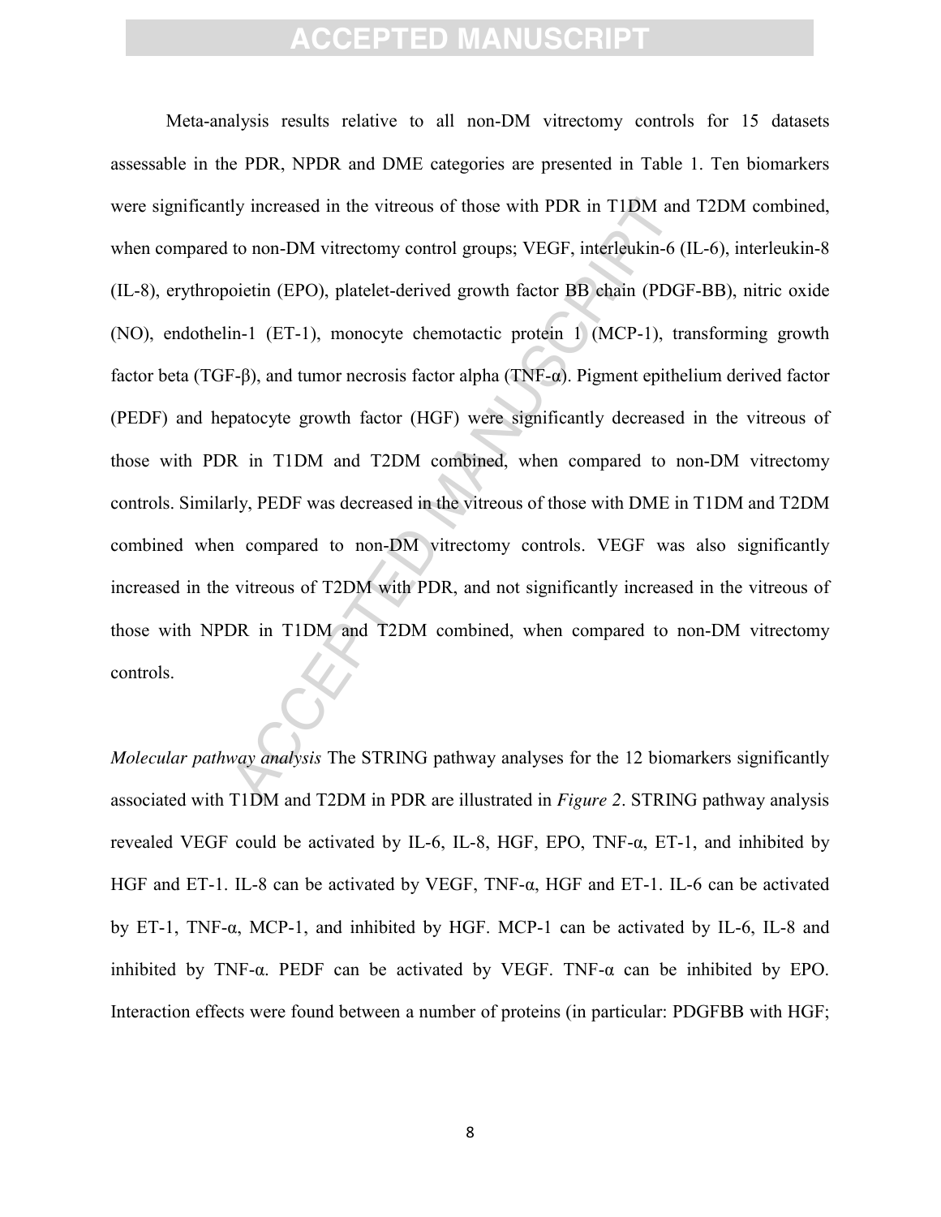Meta-analysis results relative to all non-DM vitrectomy controls for 15 datasets assessable in the PDR, NPDR and DME categories are presented in Table 1. Ten biomarkers were significantly increased in the vitreous of those with PDR in T1DM and T2DM combined, when compared to non-DM vitrectomy control groups; VEGF, interleukin-6 (IL-6), interleukin-8 (IL-8), erythropoietin (EPO), platelet-derived growth factor BB chain (PDGF-BB), nitric oxide (NO), endothelin-1 (ET-1), monocyte chemotactic protein 1 (MCP-1), transforming growth factor beta (TGF-β), and tumor necrosis factor alpha (TNF-α). Pigment epithelium derived factor (PEDF) and hepatocyte growth factor (HGF) were significantly decreased in the vitreous of those with PDR in T1DM and T2DM combined, when compared to non-DM vitrectomy controls. Similarly, PEDF was decreased in the vitreous of those with DME in T1DM and T2DM combined when compared to non-DM vitrectomy controls. VEGF was also significantly increased in the vitreous of T2DM with PDR, and not significantly increased in the vitreous of those with NPDR in T1DM and T2DM combined, when compared to non-DM vitrectomy controls.

*Molecular pathway analysis* The STRING pathway analyses for the 12 biomarkers significantly associated with T1DM and T2DM in PDR are illustrated in *Figure 2*. STRING pathway analysis revealed VEGF could be activated by IL-6, IL-8, HGF, EPO, TNF-α, ET-1, and inhibited by HGF and ET-1. IL-8 can be activated by VEGF, TNF-α, HGF and ET-1. IL-6 can be activated by ET-1, TNF-α, MCP-1, and inhibited by HGF. MCP-1 can be activated by IL-6, IL-8 and inhibited by TNF-α. PEDF can be activated by VEGF. TNF-α can be inhibited by EPO. Interaction effects were found between a number of proteins (in particular: PDGFBB with HGF;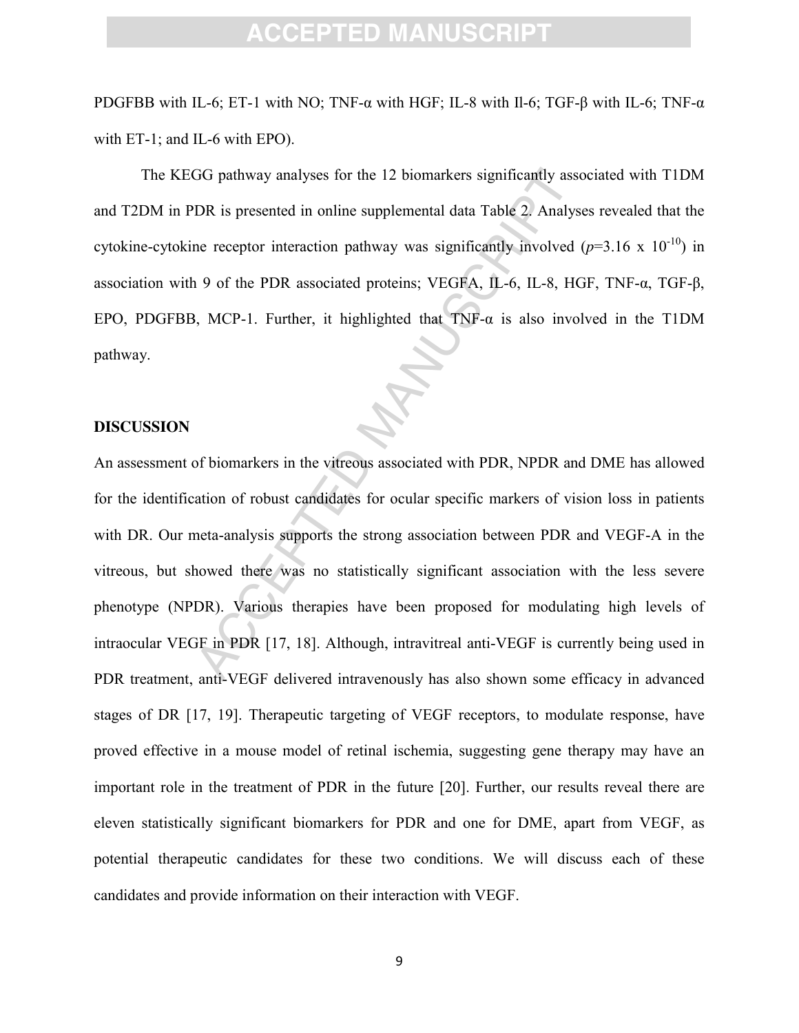PDGFBB with IL-6; ET-1 with NO; TNF-α with HGF; IL-8 with Il-6; TGF-β with IL-6; TNF-α with ET-1; and IL-6 with EPO).

The KEGG pathway analyses for the 12 biomarkers significantly associated with T1DM and T2DM in PDR is presented in online supplemental data Table 2. Analyses revealed that the cytokine-cytokine receptor interaction pathway was significantly involved ($p$=3.16 x $10^{-10}$) in association with 9 of the PDR associated proteins; VEGFA, IL-6, IL-8, HGF, TNF-α, TGF-β, EPO, PDGFBB, MCP-1. Further, it highlighted that TNF-α is also involved in the T1DM pathway.

## DISCUSSION

An assessment of biomarkers in the vitreous associated with PDR, NPDR and DME has allowed for the identification of robust candidates for ocular specific markers of vision loss in patients with DR. Our meta-analysis supports the strong association between PDR and VEGF-A in the vitreous, but showed there was no statistically significant association with the less severe phenotype (NPDR). Various therapies have been proposed for modulating high levels of intraocular VEGF in PDR [17, 18]. Although, intravitreal anti-VEGF is currently being used in PDR treatment, anti-VEGF delivered intravenously has also shown some efficacy in advanced stages of DR [17, 19]. Therapeutic targeting of VEGF receptors, to modulate response, have proved effective in a mouse model of retinal ischemia, suggesting gene therapy may have an important role in the treatment of PDR in the future [20]. Further, our results reveal there are eleven statistically significant biomarkers for PDR and one for DME, apart from VEGF, as potential therapeutic candidates for these two conditions. We will discuss each of these candidates and provide information on their interaction with VEGF.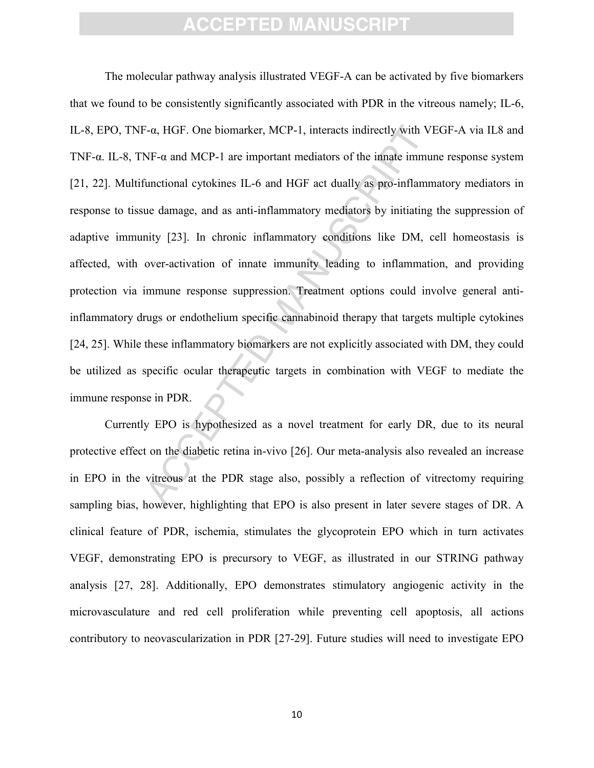The molecular pathway analysis illustrated VEGF-A can be activated by five biomarkers that we found to be consistently significantly associated with PDR in the vitreous namely; IL-6, IL-8, EPO, TNF-α, HGF. One biomarker, MCP-1, interacts indirectly with VEGF-A via IL8 and TNF-α. IL-8, TNF-α and MCP-1 are important mediators of the innate immune response system [21, 22]. Multifunctional cytokines IL-6 and HGF act dually as pro-inflammatory mediators in response to tissue damage, and as anti-inflammatory mediators by initiating the suppression of adaptive immunity [23]. In chronic inflammatory conditions like DM, cell homeostasis is affected, with over-activation of innate immunity leading to inflammation, and providing protection via immune response suppression. Treatment options could involve general anti-inflammatory drugs or endothelium specific cannabinoid therapy that targets multiple cytokines [24, 25]. While these inflammatory biomarkers are not explicitly associated with DM, they could be utilized as specific ocular therapeutic targets in combination with VEGF to mediate the immune response in PDR.

Currently EPO is hypothesized as a novel treatment for early DR, due to its neural protective effect on the diabetic retina in-vivo [26]. Our meta-analysis also revealed an increase in EPO in the vitreous at the PDR stage also, possibly a reflection of vitrectomy requiring sampling bias, however, highlighting that EPO is also present in later severe stages of DR. A clinical feature of PDR, ischemia, stimulates the glycoprotein EPO which in turn activates VEGF, demonstrating EPO is precursory to VEGF, as illustrated in our STRING pathway analysis [27, 28]. Additionally, EPO demonstrates stimulatory angiogenic activity in the microvasculature and red cell proliferation while preventing cell apoptosis, all actions contributory to neovascularization in PDR [27-29]. Future studies will need to investigate EPO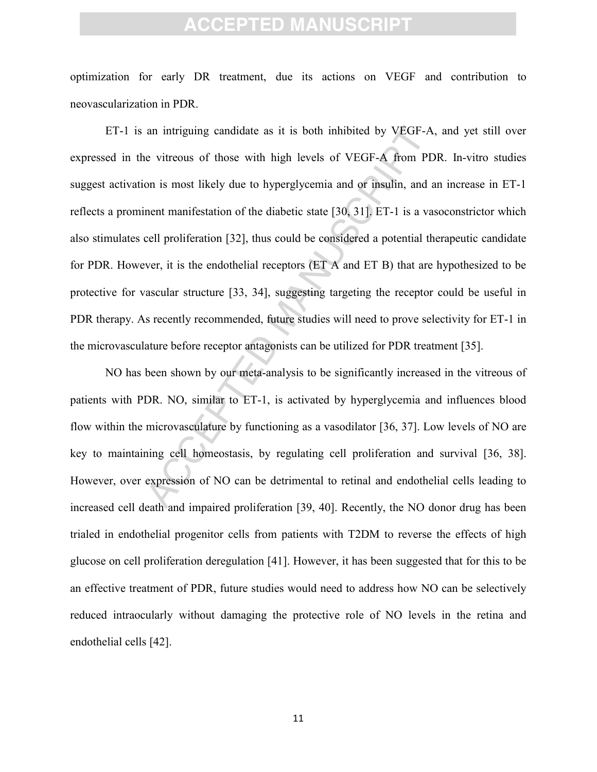optimization for early DR treatment, due its actions on VEGF and contribution to neovascularization in PDR.

ET-1 is an intriguing candidate as it is both inhibited by VEGF-A, and yet still over expressed in the vitreous of those with high levels of VEGF-A from PDR. In-vitro studies suggest activation is most likely due to hyperglycemia and or insulin, and an increase in ET-1 reflects a prominent manifestation of the diabetic state [30, 31]. ET-1 is a vasoconstrictor which also stimulates cell proliferation [32], thus could be considered a potential therapeutic candidate for PDR. However, it is the endothelial receptors (ET A and ET B) that are hypothesized to be protective for vascular structure [33, 34], suggesting targeting the receptor could be useful in PDR therapy. As recently recommended, future studies will need to prove selectivity for ET-1 in the microvasculature before receptor antagonists can be utilized for PDR treatment [35].

NO has been shown by our meta-analysis to be significantly increased in the vitreous of patients with PDR. NO, similar to ET-1, is activated by hyperglycemia and influences blood flow within the microvasculature by functioning as a vasodilator [36, 37]. Low levels of NO are key to maintaining cell homeostasis, by regulating cell proliferation and survival [36, 38]. However, over expression of NO can be detrimental to retinal and endothelial cells leading to increased cell death and impaired proliferation [39, 40]. Recently, the NO donor drug has been trialed in endothelial progenitor cells from patients with T2DM to reverse the effects of high glucose on cell proliferation deregulation [41]. However, it has been suggested that for this to be an effective treatment of PDR, future studies would need to address how NO can be selectively reduced intraocularly without damaging the protective role of NO levels in the retina and endothelial cells [42].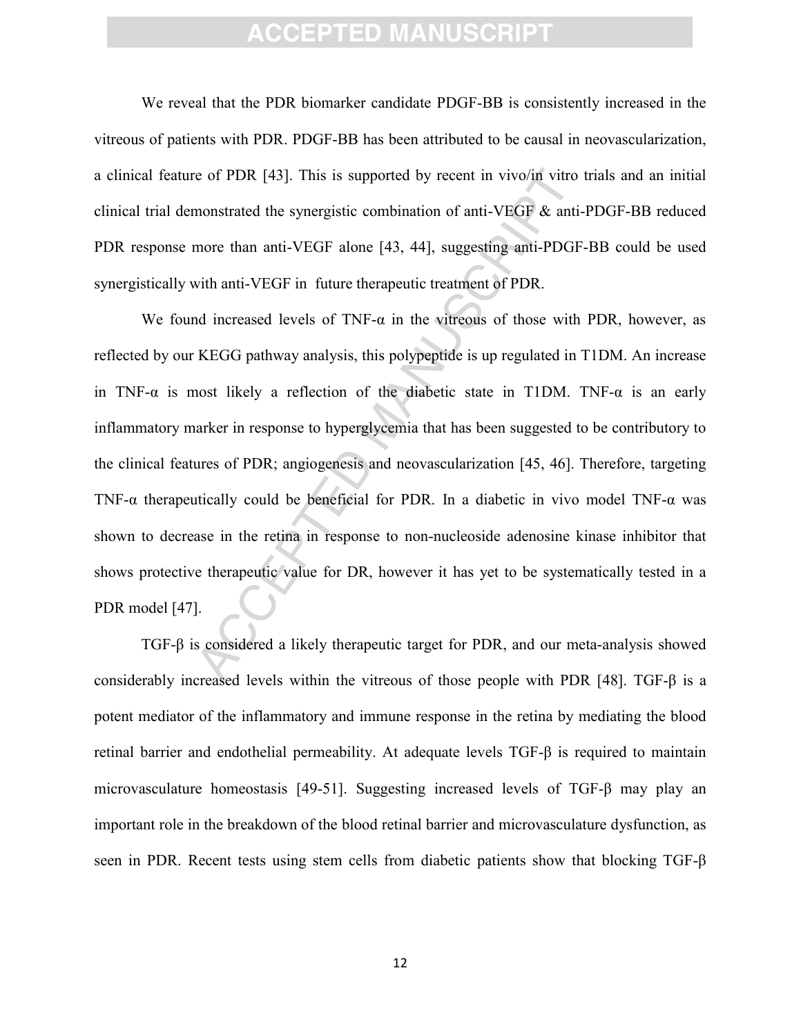We reveal that the PDR biomarker candidate PDGF-BB is consistently increased in the vitreous of patients with PDR. PDGF-BB has been attributed to be causal in neovascularization, a clinical feature of PDR [43]. This is supported by recent in vivo/in vitro trials and an initial clinical trial demonstrated the synergistic combination of anti-VEGF & anti-PDGF-BB reduced PDR response more than anti-VEGF alone [43, 44], suggesting anti-PDGF-BB could be used synergistically with anti-VEGF in future therapeutic treatment of PDR.

We found increased levels of TNF-α in the vitreous of those with PDR, however, as reflected by our KEGG pathway analysis, this polypeptide is up regulated in T1DM. An increase in TNF-α is most likely a reflection of the diabetic state in T1DM. TNF-α is an early inflammatory marker in response to hyperglycemia that has been suggested to be contributory to the clinical features of PDR; angiogenesis and neovascularization [45, 46]. Therefore, targeting TNF-α therapeutically could be beneficial for PDR. In a diabetic in vivo model TNF-α was shown to decrease in the retina in response to non-nucleoside adenosine kinase inhibitor that shows protective therapeutic value for DR, however it has yet to be systematically tested in a PDR model [47].

TGF-β is considered a likely therapeutic target for PDR, and our meta-analysis showed considerably increased levels within the vitreous of those people with PDR [48]. TGF-β is a potent mediator of the inflammatory and immune response in the retina by mediating the blood retinal barrier and endothelial permeability. At adequate levels TGF-β is required to maintain microvasculature homeostasis [49-51]. Suggesting increased levels of TGF-β may play an important role in the breakdown of the blood retinal barrier and microvasculature dysfunction, as seen in PDR. Recent tests using stem cells from diabetic patients show that blocking TGF-β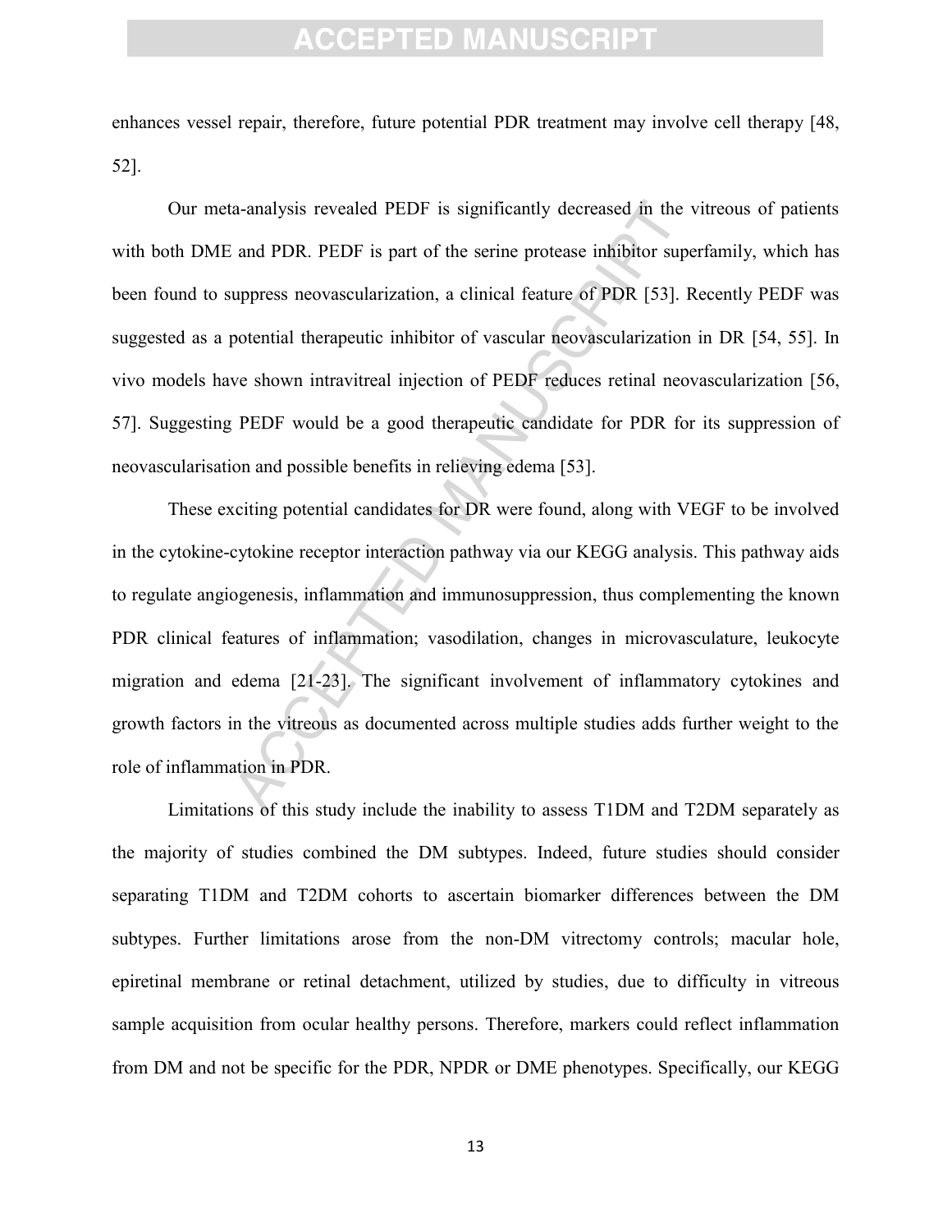enhances vessel repair, therefore, future potential PDR treatment may involve cell therapy [48, 52].

Our meta-analysis revealed PEDF is significantly decreased in the vitreous of patients with both DME and PDR. PEDF is part of the serine protease inhibitor superfamily, which has been found to suppress neovascularization, a clinical feature of PDR [53]. Recently PEDF was suggested as a potential therapeutic inhibitor of vascular neovascularization in DR [54, 55]. In vivo models have shown intravitreal injection of PEDF reduces retinal neovascularization [56, 57]. Suggesting PEDF would be a good therapeutic candidate for PDR for its suppression of neovascularisation and possible benefits in relieving edema [53].

These exciting potential candidates for DR were found, along with VEGF to be involved in the cytokine-cytokine receptor interaction pathway via our KEGG analysis. This pathway aids to regulate angiogenesis, inflammation and immunosuppression, thus complementing the known PDR clinical features of inflammation; vasodilation, changes in microvasculature, leukocyte migration and edema [21-23]. The significant involvement of inflammatory cytokines and growth factors in the vitreous as documented across multiple studies adds further weight to the role of inflammation in PDR.

Limitations of this study include the inability to assess T1DM and T2DM separately as the majority of studies combined the DM subtypes. Indeed, future studies should consider separating T1DM and T2DM cohorts to ascertain biomarker differences between the DM subtypes. Further limitations arose from the non-DM vitrectomy controls; macular hole, epiretinal membrane or retinal detachment, utilized by studies, due to difficulty in vitreous sample acquisition from ocular healthy persons. Therefore, markers could reflect inflammation from DM and not be specific for the PDR, NPDR or DME phenotypes. Specifically, our KEGG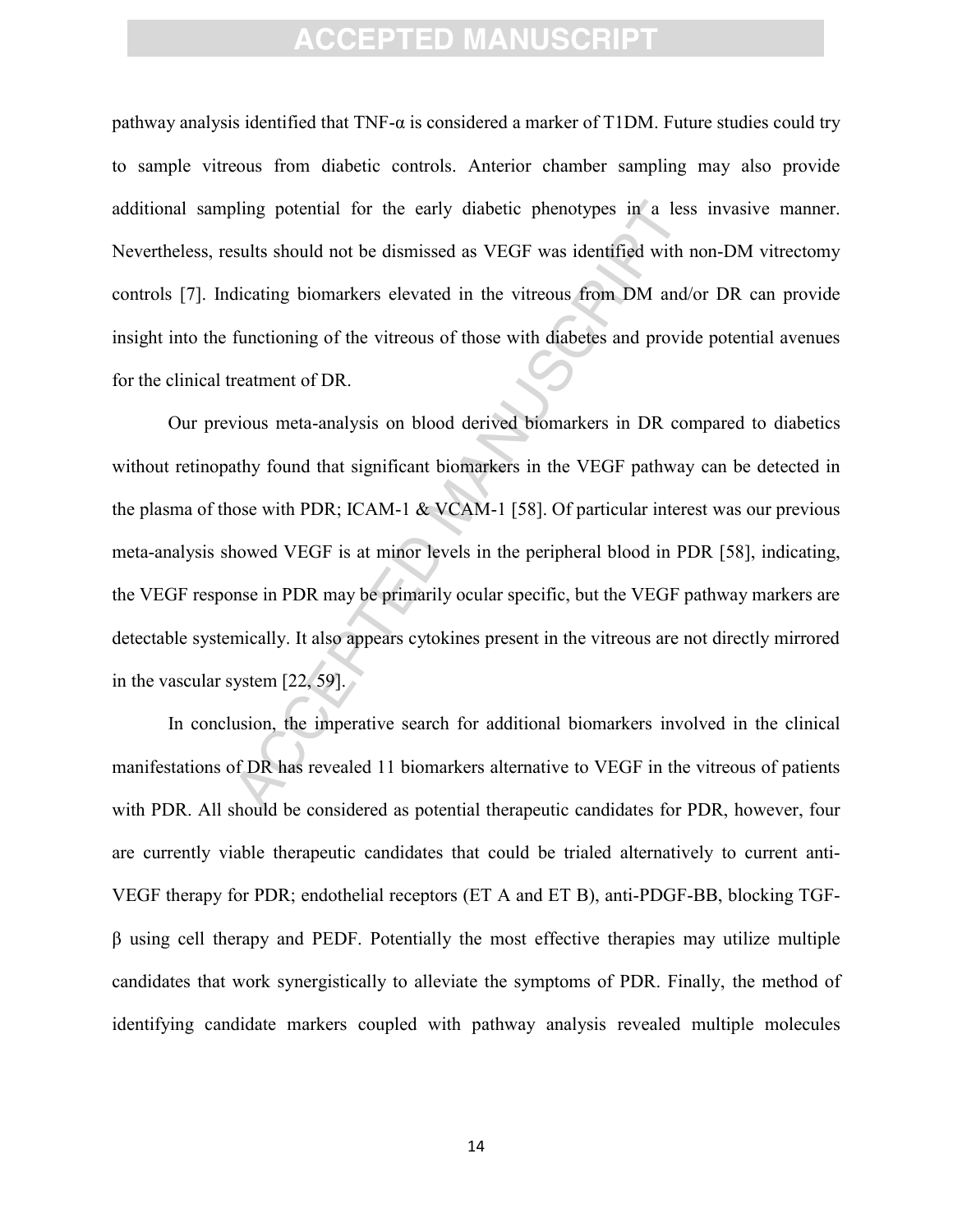pathway analysis identified that TNF-α is considered a marker of T1DM. Future studies could try to sample vitreous from diabetic controls. Anterior chamber sampling may also provide additional sampling potential for the early diabetic phenotypes in a less invasive manner. Nevertheless, results should not be dismissed as VEGF was identified with non-DM vitrectomy controls [7]. Indicating biomarkers elevated in the vitreous from DM and/or DR can provide insight into the functioning of the vitreous of those with diabetes and provide potential avenues for the clinical treatment of DR.

Our previous meta-analysis on blood derived biomarkers in DR compared to diabetics without retinopathy found that significant biomarkers in the VEGF pathway can be detected in the plasma of those with PDR; ICAM-1 & VCAM-1 [58]. Of particular interest was our previous meta-analysis showed VEGF is at minor levels in the peripheral blood in PDR [58], indicating, the VEGF response in PDR may be primarily ocular specific, but the VEGF pathway markers are detectable systemically. It also appears cytokines present in the vitreous are not directly mirrored in the vascular system [22, 59].

In conclusion, the imperative search for additional biomarkers involved in the clinical manifestations of DR has revealed 11 biomarkers alternative to VEGF in the vitreous of patients with PDR. All should be considered as potential therapeutic candidates for PDR, however, four are currently viable therapeutic candidates that could be trialed alternatively to current anti-VEGF therapy for PDR; endothelial receptors (ET A and ET B), anti-PDGF-BB, blocking TGF-β using cell therapy and PEDF. Potentially the most effective therapies may utilize multiple candidates that work synergistically to alleviate the symptoms of PDR. Finally, the method of identifying candidate markers coupled with pathway analysis revealed multiple molecules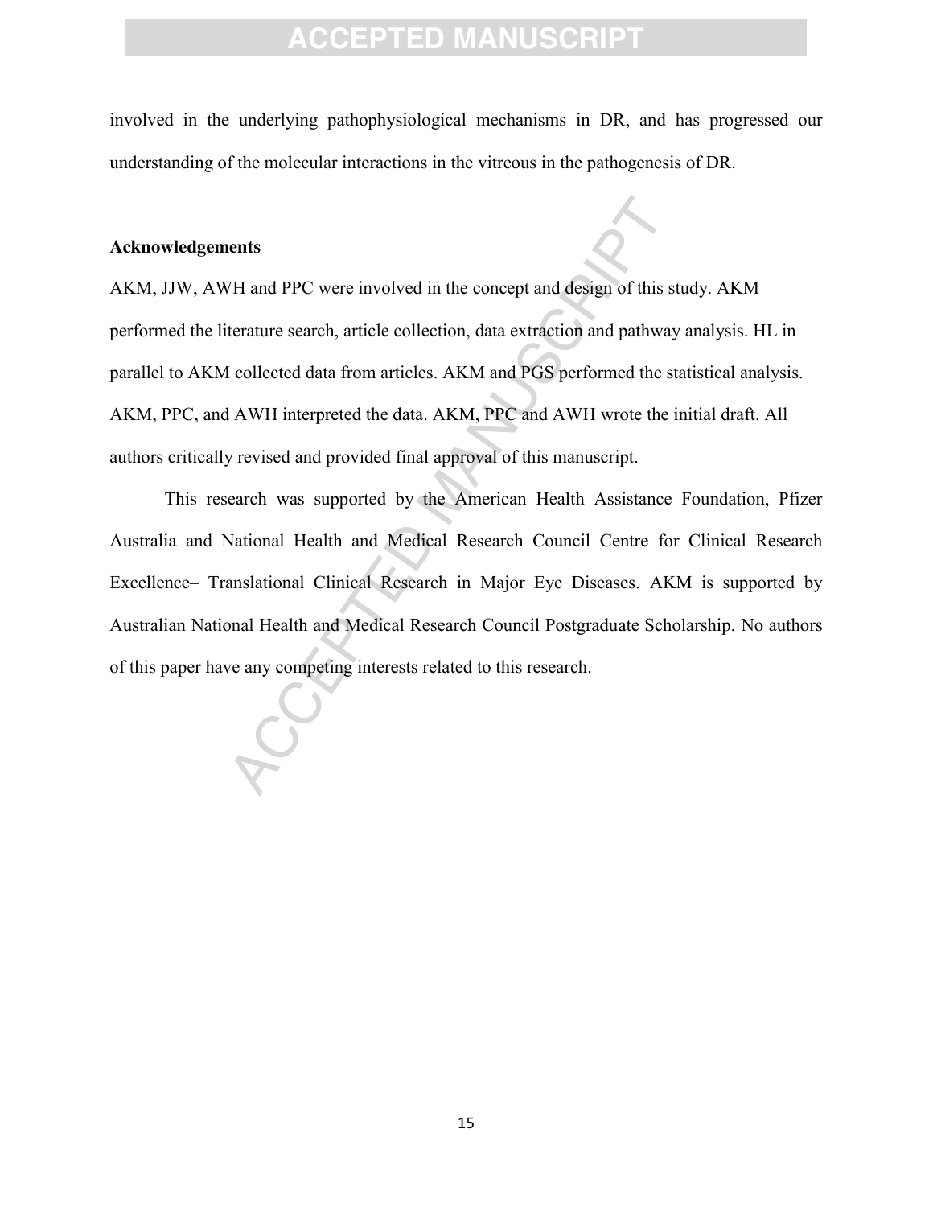involved in the underlying pathophysiological mechanisms in DR, and has progressed our understanding of the molecular interactions in the vitreous in the pathogenesis of DR.

**Acknowledgements**

AKM, JJW, AWH and PPC were involved in the concept and design of this study. AKM performed the literature search, article collection, data extraction and pathway analysis. HL in parallel to AKM collected data from articles. AKM and PGS performed the statistical analysis. AKM, PPC, and AWH interpreted the data. AKM, PPC and AWH wrote the initial draft. All authors critically revised and provided final approval of this manuscript.

This research was supported by the American Health Assistance Foundation, Pfizer Australia and National Health and Medical Research Council Centre for Clinical Research Excellence– Translational Clinical Research in Major Eye Diseases. AKM is supported by Australian National Health and Medical Research Council Postgraduate Scholarship. No authors of this paper have any competing interests related to this research.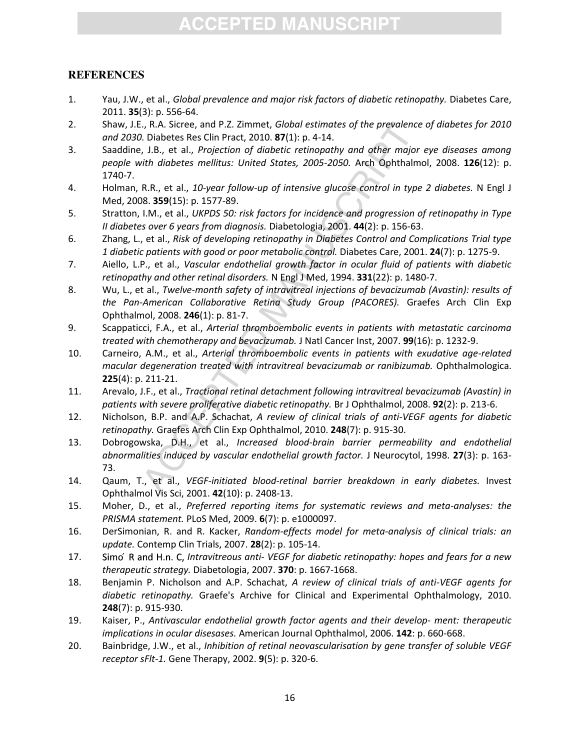# REFERENCES

1. Yau, J.W., et al., *Global prevalence and major risk factors of diabetic retinopathy.* Diabetes Care, 2011. **35**(3): p. 556-64.
2. Shaw, J.E., R.A. Sicree, and P.Z. Zimmet, *Global estimates of the prevalence of diabetes for 2010 and 2030.* Diabetes Res Clin Pract, 2010. **87**(1): p. 4-14.
3. Saaddine, J.B., et al., *Projection of diabetic retinopathy and other major eye diseases among people with diabetes mellitus: United States, 2005-2050.* Arch Ophthalmol, 2008. **126**(12): p. 1740-7.
4. Holman, R.R., et al., *10-year follow-up of intensive glucose control in type 2 diabetes.* N Engl J Med, 2008. **359**(15): p. 1577-89.
5. Stratton, I.M., et al., *UKPDS 50: risk factors for incidence and progression of retinopathy in Type II diabetes over 6 years from diagnosis.* Diabetologia, 2001. **44**(2): p. 156-63.
6. Zhang, L., et al., *Risk of developing retinopathy in Diabetes Control and Complications Trial type 1 diabetic patients with good or poor metabolic control.* Diabetes Care, 2001. **24**(7): p. 1275-9.
7. Aiello, L.P., et al., *Vascular endothelial growth factor in ocular fluid of patients with diabetic retinopathy and other retinal disorders.* N Engl J Med, 1994. **331**(22): p. 1480-7.
8. Wu, L., et al., *Twelve-month safety of intravitreal injections of bevacizumab (Avastin): results of the Pan-American Collaborative Retina Study Group (PACORES).* Graefes Arch Clin Exp Ophthalmol, 2008. **246**(1): p. 81-7.
9. Scappaticci, F.A., et al., *Arterial thromboembolic events in patients with metastatic carcinoma treated with chemotherapy and bevacizumab.* J Natl Cancer Inst, 2007. **99**(16): p. 1232-9.
10. Carneiro, A.M., et al., *Arterial thromboembolic events in patients with exudative age-related macular degeneration treated with intravitreal bevacizumab or ranibizumab.* Ophthalmologica. **225**(4): p. 211-21.
11. Arevalo, J.F., et al., *Tractional retinal detachment following intravitreal bevacizumab (Avastin) in patients with severe proliferative diabetic retinopathy.* Br J Ophthalmol, 2008. **92**(2): p. 213-6.
12. Nicholson, B.P. and A.P. Schachat, *A review of clinical trials of anti-VEGF agents for diabetic retinopathy.* Graefes Arch Clin Exp Ophthalmol, 2010. **248**(7): p. 915-30.
13. Dobrogowska, D.H., et al., *Increased blood-brain barrier permeability and endothelial abnormalities induced by vascular endothelial growth factor.* J Neurocytol, 1998. **27**(3): p. 163-73.
14. Qaum, T., et al., *VEGF-initiated blood-retinal barrier breakdown in early diabetes.* Invest Ophthalmol Vis Sci, 2001. **42**(10): p. 2408-13.
15. Moher, D., et al., *Preferred reporting items for systematic reviews and meta-analyses: the PRISMA statement.* PLoS Med, 2009. **6**(7): p. e1000097.
16. DerSimonian, R. and R. Kacker, *Random-effects model for meta-analysis of clinical trials: an update.* Contemp Clin Trials, 2007. **28**(2): p. 105-14.
17. Simó R and H.n. C, *Intravitreous anti- VEGF for diabetic retinopathy: hopes and fears for a new therapeutic strategy.* Diabetologia, 2007. **370**: p. 1667-1668.
18. Benjamin P. Nicholson and A.P. Schachat, *A review of clinical trials of anti-VEGF agents for diabetic retinopathy.* Graefe's Archive for Clinical and Experimental Ophthalmology, 2010. **248**(7): p. 915-930.
19. Kaiser, P., *Antivascular endothelial growth factor agents and their develop- ment: therapeutic implications in ocular disesases.* American Journal Ophthalmol, 2006. **142**: p. 660-668.
20. Bainbridge, J.W., et al., *Inhibition of retinal neovascularisation by gene transfer of soluble VEGF receptor sFlt-1.* Gene Therapy, 2002. **9**(5): p. 320-6.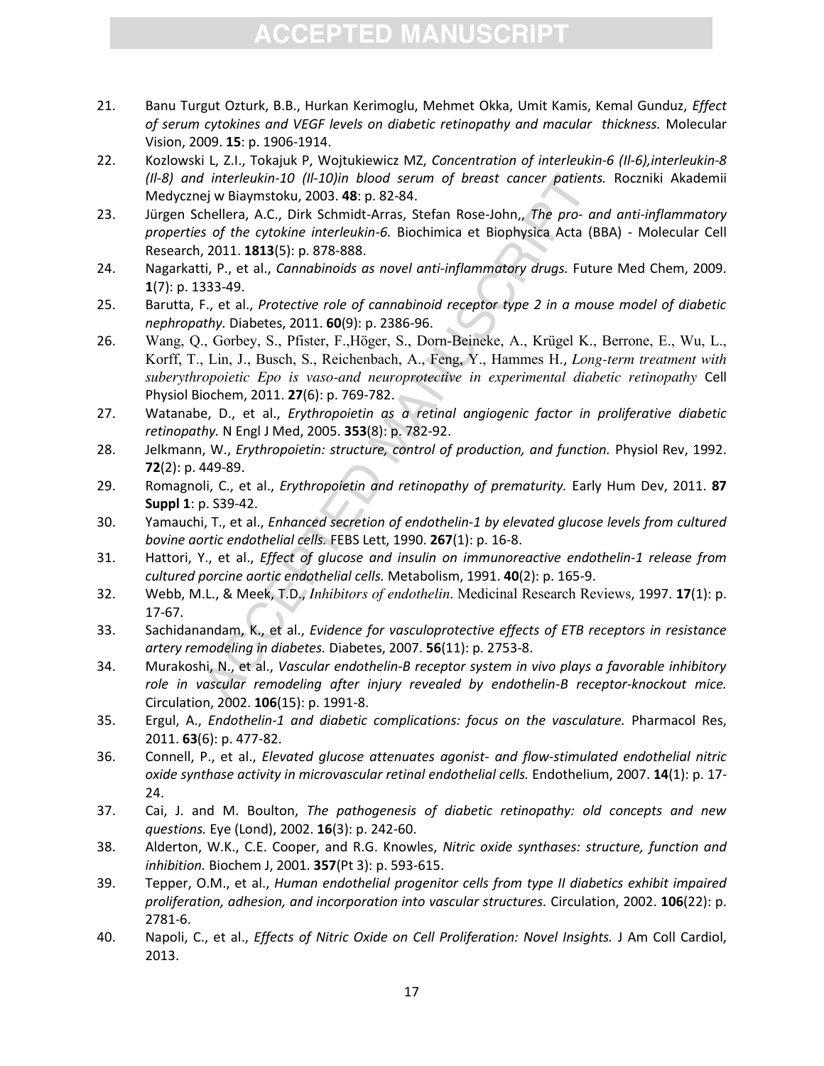21. Banu Turgut Ozturk, B.B., Hurkan Kerimoglu, Mehmet Okka, Umit Kamis, Kemal Gunduz, *Effect of serum cytokines and VEGF levels on diabetic retinopathy and macular thickness.* Molecular Vision, 2009. **15**: p. 1906-1914.
22. Kozlowski L, Z.I., Tokajuk P, Wojtukiewicz MZ, *Concentration of interleukin-6 (Il-6),interleukin-8 (Il-8) and interleukin-10 (Il-10)in blood serum of breast cancer patients.* Roczniki Akademii Medycznej w Biaymstoku, 2003. **48**: p. 82-84.
23. Jürgen Schellera, A.C., Dirk Schmidt-Arras, Stefan Rose-John,, *The pro- and anti-inflammatory properties of the cytokine interleukin-6.* Biochimica et Biophysica Acta (BBA) - Molecular Cell Research, 2011. **1813**(5): p. 878-888.
24. Nagarkatti, P., et al., *Cannabinoids as novel anti-inflammatory drugs.* Future Med Chem, 2009. **1**(7): p. 1333-49.
25. Barutta, F., et al., *Protective role of cannabinoid receptor type 2 in a mouse model of diabetic nephropathy.* Diabetes, 2011. **60**(9): p. 2386-96.
26. Wang, Q., Gorbey, S., Pfister, F.,Höger, S., Dorn-Beineke, A., Krügel K., Berrone, E., Wu, L., Korff, T., Lin, J., Busch, S., Reichenbach, A., Feng, Y., Hammes H., *Long-term treatment with suberythropoietic Epo is vaso-and neuroprotective in experimental diabetic retinopathy* Cell Physiol Biochem, 2011. **27**(6): p. 769-782.
27. Watanabe, D., et al., *Erythropoietin as a retinal angiogenic factor in proliferative diabetic retinopathy.* N Engl J Med, 2005. **353**(8): p. 782-92.
28. Jelkmann, W., *Erythropoietin: structure, control of production, and function.* Physiol Rev, 1992. **72**(2): p. 449-89.
29. Romagnoli, C., et al., *Erythropoietin and retinopathy of prematurity.* Early Hum Dev, 2011. **87 Suppl 1**: p. S39-42.
30. Yamauchi, T., et al., *Enhanced secretion of endothelin-1 by elevated glucose levels from cultured bovine aortic endothelial cells.* FEBS Lett, 1990. **267**(1): p. 16-8.
31. Hattori, Y., et al., *Effect of glucose and insulin on immunoreactive endothelin-1 release from cultured porcine aortic endothelial cells.* Metabolism, 1991. **40**(2): p. 165-9.
32. Webb, M.L., & Meek, T.D., *Inhibitors of endothelin.* Medicinal Research Reviews, 1997. **17**(1): p. 17-67.
33. Sachidanandam, K., et al., *Evidence for vasculoprotective effects of ETB receptors in resistance artery remodeling in diabetes.* Diabetes, 2007. **56**(11): p. 2753-8.
34. Murakoshi, N., et al., *Vascular endothelin-B receptor system in vivo plays a favorable inhibitory role in vascular remodeling after injury revealed by endothelin-B receptor-knockout mice.* Circulation, 2002. **106**(15): p. 1991-8.
35. Ergul, A., *Endothelin-1 and diabetic complications: focus on the vasculature.* Pharmacol Res, 2011. **63**(6): p. 477-82.
36. Connell, P., et al., *Elevated glucose attenuates agonist- and flow-stimulated endothelial nitric oxide synthase activity in microvascular retinal endothelial cells.* Endothelium, 2007. **14**(1): p. 17-24.
37. Cai, J. and M. Boulton, *The pathogenesis of diabetic retinopathy: old concepts and new questions.* Eye (Lond), 2002. **16**(3): p. 242-60.
38. Alderton, W.K., C.E. Cooper, and R.G. Knowles, *Nitric oxide synthases: structure, function and inhibition.* Biochem J, 2001. **357**(Pt 3): p. 593-615.
39. Tepper, O.M., et al., *Human endothelial progenitor cells from type II diabetics exhibit impaired proliferation, adhesion, and incorporation into vascular structures.* Circulation, 2002. **106**(22): p. 2781-6.
40. Napoli, C., et al., *Effects of Nitric Oxide on Cell Proliferation: Novel Insights.* J Am Coll Cardiol, 2013.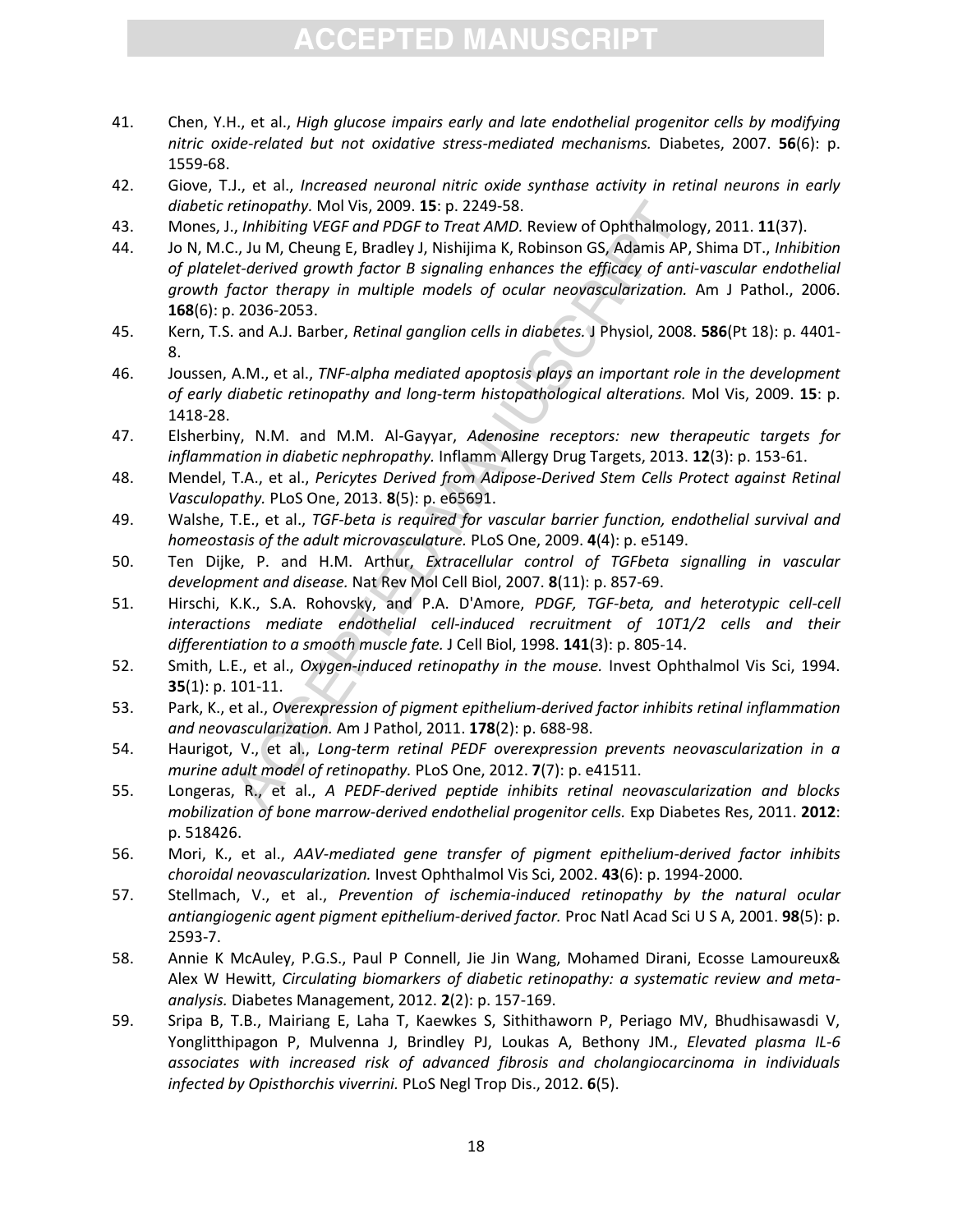41. Chen, Y.H., et al., *High glucose impairs early and late endothelial progenitor cells by modifying nitric oxide-related but not oxidative stress-mediated mechanisms.* Diabetes, 2007. **56**(6): p. 1559-68.
42. Giove, T.J., et al., *Increased neuronal nitric oxide synthase activity in retinal neurons in early diabetic retinopathy.* Mol Vis, 2009. **15**: p. 2249-58.
43. Mones, J., *Inhibiting VEGF and PDGF to Treat AMD.* Review of Ophthalmology, 2011. **11**(37).
44. Jo N, M.C., Ju M, Cheung E, Bradley J, Nishijima K, Robinson GS, Adamis AP, Shima DT., *Inhibition of platelet-derived growth factor B signaling enhances the efficacy of anti-vascular endothelial growth factor therapy in multiple models of ocular neovascularization.* Am J Pathol., 2006. **168**(6): p. 2036-2053.
45. Kern, T.S. and A.J. Barber, *Retinal ganglion cells in diabetes.* J Physiol, 2008. **586**(Pt 18): p. 4401-8.
46. Joussen, A.M., et al., *TNF-alpha mediated apoptosis plays an important role in the development of early diabetic retinopathy and long-term histopathological alterations.* Mol Vis, 2009. **15**: p. 1418-28.
47. Elsherbiny, N.M. and M.M. Al-Gayyar, *Adenosine receptors: new therapeutic targets for inflammation in diabetic nephropathy.* Inflamm Allergy Drug Targets, 2013. **12**(3): p. 153-61.
48. Mendel, T.A., et al., *Pericytes Derived from Adipose-Derived Stem Cells Protect against Retinal Vasculopathy.* PLoS One, 2013. **8**(5): p. e65691.
49. Walshe, T.E., et al., *TGF-beta is required for vascular barrier function, endothelial survival and homeostasis of the adult microvasculature.* PLoS One, 2009. **4**(4): p. e5149.
50. Ten Dijke, P. and H.M. Arthur, *Extracellular control of TGFbeta signalling in vascular development and disease.* Nat Rev Mol Cell Biol, 2007. **8**(11): p. 857-69.
51. Hirschi, K.K., S.A. Rohovsky, and P.A. D'Amore, *PDGF, TGF-beta, and heterotypic cell-cell interactions mediate endothelial cell-induced recruitment of 10T1/2 cells and their differentiation to a smooth muscle fate.* J Cell Biol, 1998. **141**(3): p. 805-14.
52. Smith, L.E., et al., *Oxygen-induced retinopathy in the mouse.* Invest Ophthalmol Vis Sci, 1994. **35**(1): p. 101-11.
53. Park, K., et al., *Overexpression of pigment epithelium-derived factor inhibits retinal inflammation and neovascularization.* Am J Pathol, 2011. **178**(2): p. 688-98.
54. Haurigot, V., et al., *Long-term retinal PEDF overexpression prevents neovascularization in a murine adult model of retinopathy.* PLoS One, 2012. **7**(7): p. e41511.
55. Longeras, R., et al., *A PEDF-derived peptide inhibits retinal neovascularization and blocks mobilization of bone marrow-derived endothelial progenitor cells.* Exp Diabetes Res, 2011. **2012**: p. 518426.
56. Mori, K., et al., *AAV-mediated gene transfer of pigment epithelium-derived factor inhibits choroidal neovascularization.* Invest Ophthalmol Vis Sci, 2002. **43**(6): p. 1994-2000.
57. Stellmach, V., et al., *Prevention of ischemia-induced retinopathy by the natural ocular antiangiogenic agent pigment epithelium-derived factor.* Proc Natl Acad Sci U S A, 2001. **98**(5): p. 2593-7.
58. Annie K McAuley, P.G.S., Paul P Connell, Jie Jin Wang, Mohamed Dirani, Ecosse Lamoureux& Alex W Hewitt, *Circulating biomarkers of diabetic retinopathy: a systematic review and meta-analysis.* Diabetes Management, 2012. **2**(2): p. 157-169.
59. Sripa B, T.B., Mairiang E, Laha T, Kaewkes S, Sithithaworn P, Periago MV, Bhudhisawasdi V, Yonglitthipagon P, Mulvenna J, Brindley PJ, Loukas A, Bethony JM., *Elevated plasma IL-6 associates with increased risk of advanced fibrosis and cholangiocarcinoma in individuals infected by Opisthorchis viverrini.* PLoS Negl Trop Dis., 2012. **6**(5).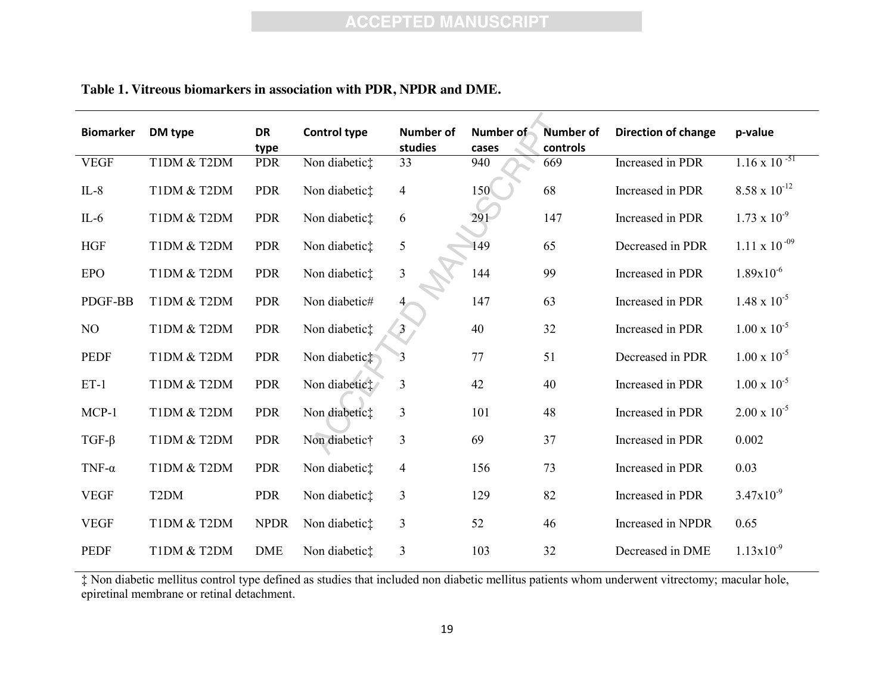**Table 1. Vitreous biomarkers in association with PDR, NPDR and DME.**

| Biomarker | DM type | DR type | Control type | Number of studies | Number of cases | Number of controls | Direction of change | p-value |
|---|---|---|---|---|---|---|---|---|
| VEGF | T1DM & T2DM | PDR | Non diabetic‡ | 33 | 940 | 669 | Increased in PDR | $1.16 \times 10^{-51}$ |
| IL-8 | T1DM & T2DM | PDR | Non diabetic‡ | 4 | 150 | 68 | Increased in PDR | $8.58 \times 10^{-12}$ |
| IL-6 | T1DM & T2DM | PDR | Non diabetic‡ | 6 | 291 | 147 | Increased in PDR | $1.73 \times 10^{-9}$ |
| HGF | T1DM & T2DM | PDR | Non diabetic‡ | 5 | 149 | 65 | Decreased in PDR | $1.11 \times 10^{-09}$ |
| EPO | T1DM & T2DM | PDR | Non diabetic‡ | 3 | 144 | 99 | Increased in PDR | $1.89 \times 10^{-6}$ |
| PDGF-BB | T1DM & T2DM | PDR | Non diabetic# | 4 | 147 | 63 | Increased in PDR | $1.48 \times 10^{-5}$ |
| NO | T1DM & T2DM | PDR | Non diabetic‡ | 3 | 40 | 32 | Increased in PDR | $1.00 \times 10^{-5}$ |
| PEDF | T1DM & T2DM | PDR | Non diabetic‡ | 3 | 77 | 51 | Decreased in PDR | $1.00 \times 10^{-5}$ |
| ET-1 | T1DM & T2DM | PDR | Non diabetic‡ | 3 | 42 | 40 | Increased in PDR | $1.00 \times 10^{-5}$ |
| MCP-1 | T1DM & T2DM | PDR | Non diabetic‡ | 3 | 101 | 48 | Increased in PDR | $2.00 \times 10^{-5}$ |
| TGF-β | T1DM & T2DM | PDR | Non diabetic† | 3 | 69 | 37 | Increased in PDR | 0.002 |
| TNF-α | T1DM & T2DM | PDR | Non diabetic‡ | 4 | 156 | 73 | Increased in PDR | 0.03 |
| VEGF | T2DM | PDR | Non diabetic‡ | 3 | 129 | 82 | Increased in PDR | $3.47 \times 10^{-9}$ |
| VEGF | T1DM & T2DM | NPDR | Non diabetic‡ | 3 | 52 | 46 | Increased in NPDR | 0.65 |
| PEDF | T1DM & T2DM | DME | Non diabetic‡ | 3 | 103 | 32 | Decreased in DME | $1.13 \times 10^{-9}$ |

‡ Non diabetic mellitus control type defined as studies that included non diabetic mellitus patients whom underwent vitrectomy; macular hole, epiretinal membrane or retinal detachment.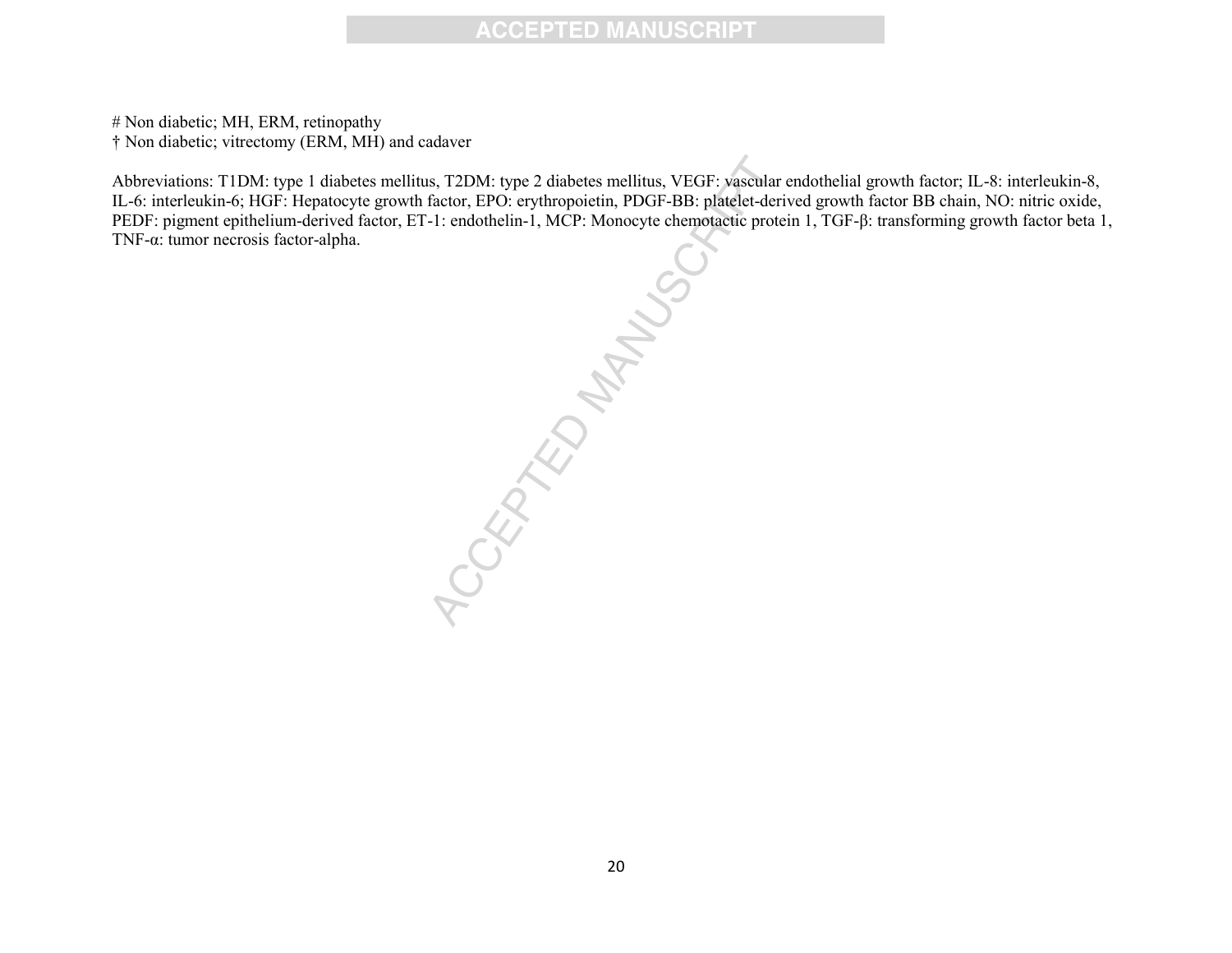# Non diabetic; MH, ERM, retinopathy
† Non diabetic; vitrectomy (ERM, MH) and cadaver

Abbreviations: T1DM: type 1 diabetes mellitus, T2DM: type 2 diabetes mellitus, VEGF: vascular endothelial growth factor; IL-8: interleukin-8, IL-6: interleukin-6; HGF: Hepatocyte growth factor, EPO: erythropoietin, PDGF-BB: platelet-derived growth factor BB chain, NO: nitric oxide, PEDF: pigment epithelium-derived factor, ET-1: endothelin-1, MCP: Monocyte chemotactic protein 1, TGF-β: transforming growth factor beta 1, TNF-α: tumor necrosis factor-alpha.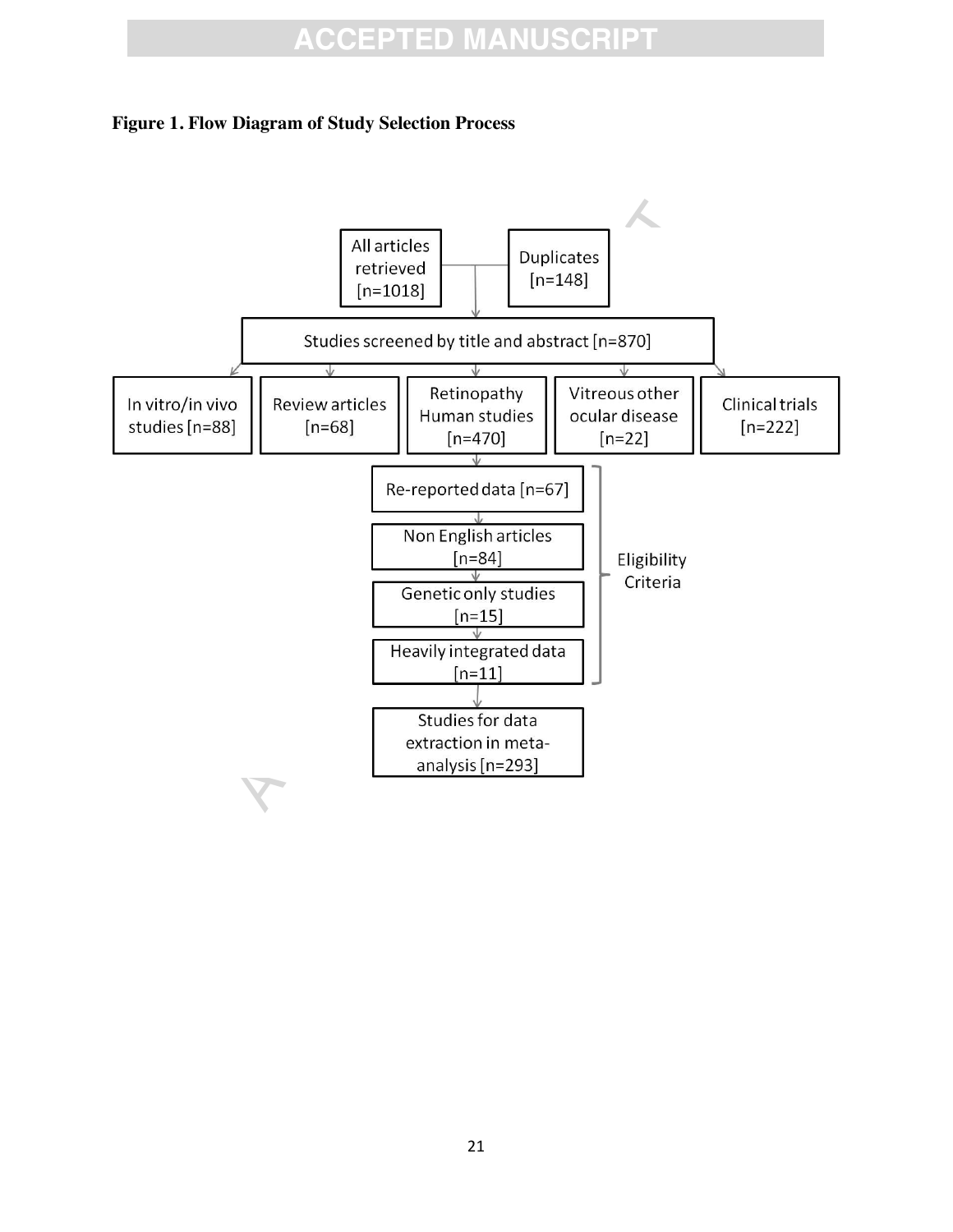**Figure 1. Flow Diagram of Study Selection Process**

All articles retrieved [n=1018]

Duplicates [n=148]

Studies screened by title and abstract [n=870]

In vitro/in vivo studies [n=88]

Review articles [n=68]

Retinopathy Human studies [n=470]

Vitreous other ocular disease [n=22]

Clinical trials [n=222]

Eligibility Criteria:

- Re-reported data [n=67]
- Non English articles [n=84]
- Genetic only studies [n=15]
- Heavily integrated data [n=11]

Studies for data extraction in meta-analysis [n=293]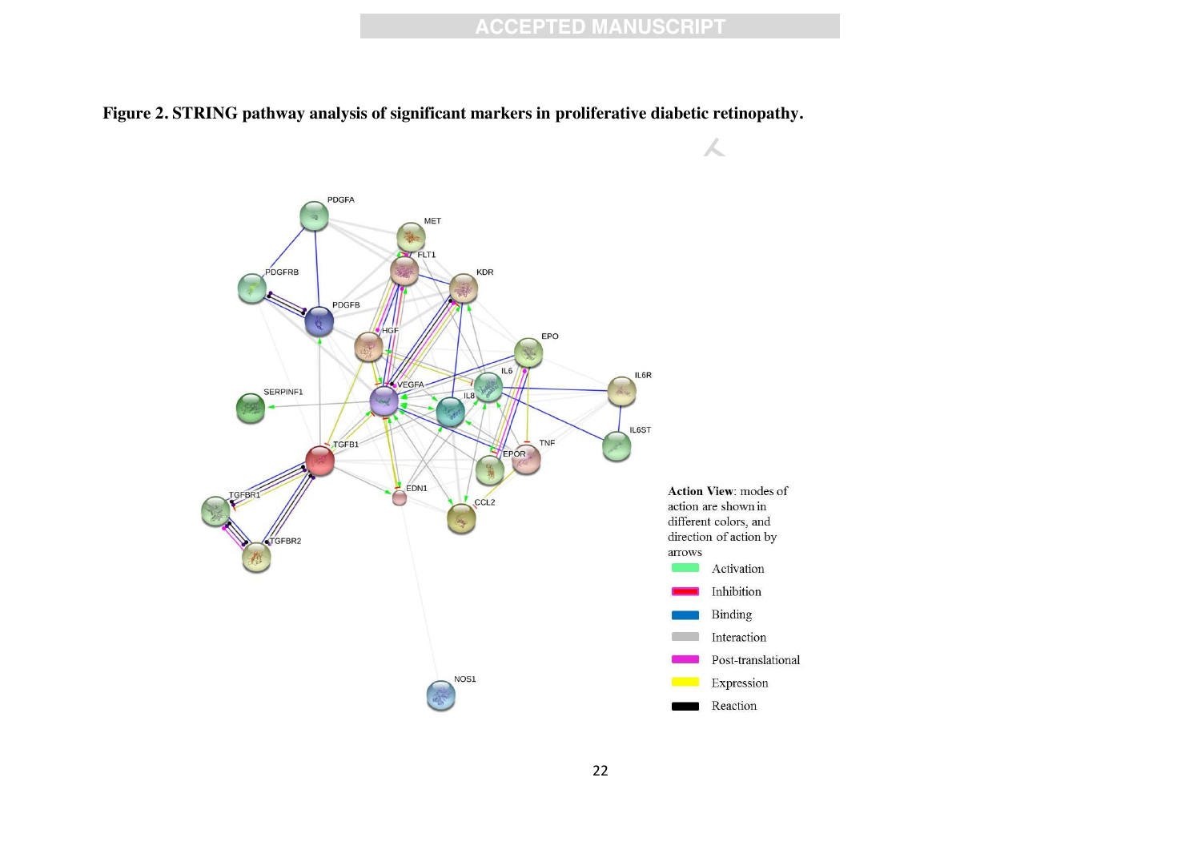**Figure 2. STRING pathway analysis of significant markers in proliferative diabetic retinopathy.**

**Action View**: modes of action are shown in different colors, and direction of action by arrows

- Activation
- Inhibition
- Binding
- Interaction
- Post-translational
- Expression
- Reaction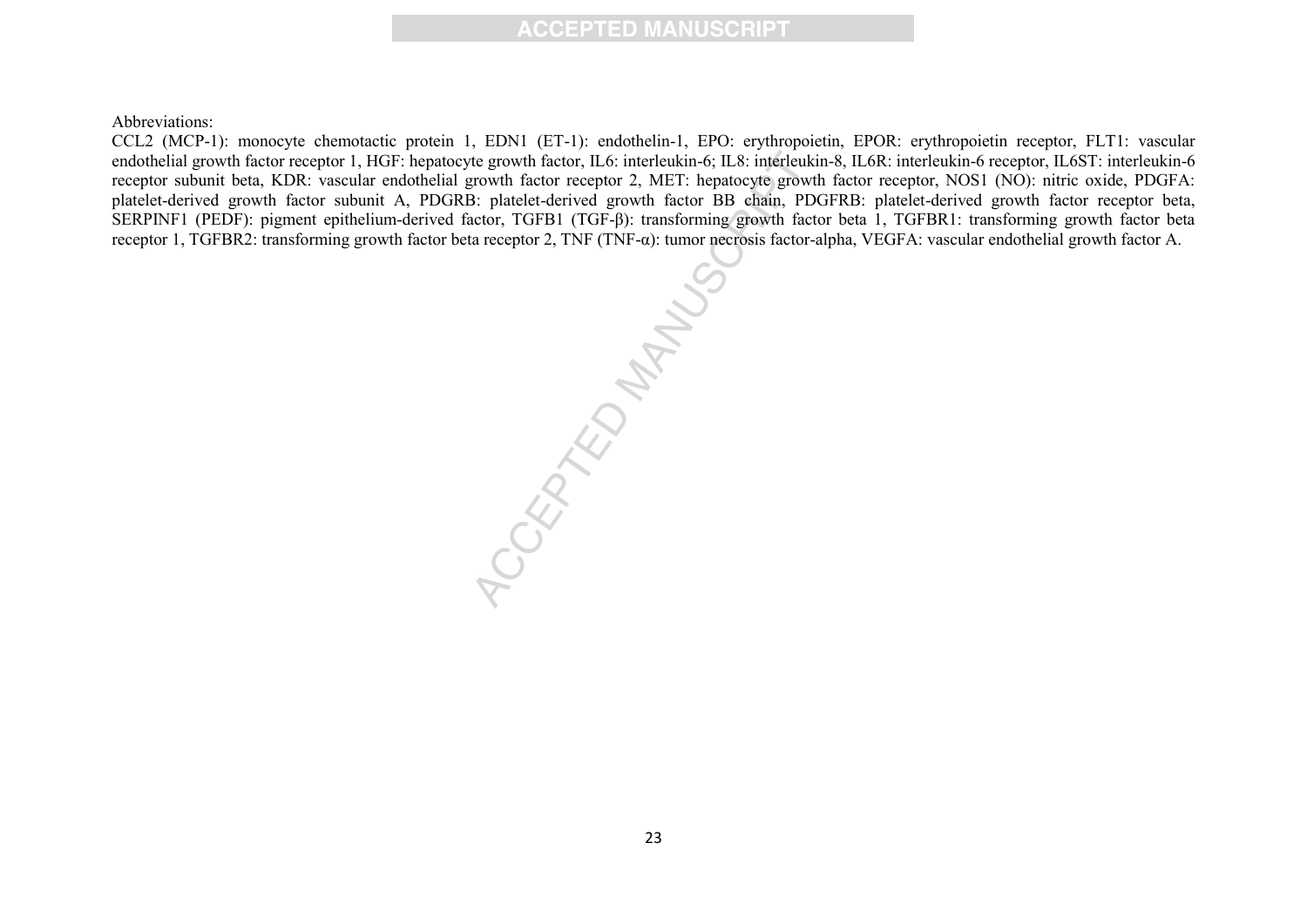Abbreviations:

CCL2 (MCP-1): monocyte chemotactic protein 1, EDN1 (ET-1): endothelin-1, EPO: erythropoietin, EPOR: erythropoietin receptor, FLT1: vascular endothelial growth factor receptor 1, HGF: hepatocyte growth factor, IL6: interleukin-6; IL8: interleukin-8, IL6R: interleukin-6 receptor, IL6ST: interleukin-6 receptor subunit beta, KDR: vascular endothelial growth factor receptor 2, MET: hepatocyte growth factor receptor, NOS1 (NO): nitric oxide, PDGFA: platelet-derived growth factor subunit A, PDGRB: platelet-derived growth factor BB chain, PDGFRB: platelet-derived growth factor receptor beta, SERPINF1 (PEDF): pigment epithelium-derived factor, TGFB1 (TGF-β): transforming growth factor beta 1, TGFBR1: transforming growth factor beta receptor 1, TGFBR2: transforming growth factor beta receptor 2, TNF (TNF-α): tumor necrosis factor-alpha, VEGFA: vascular endothelial growth factor A.